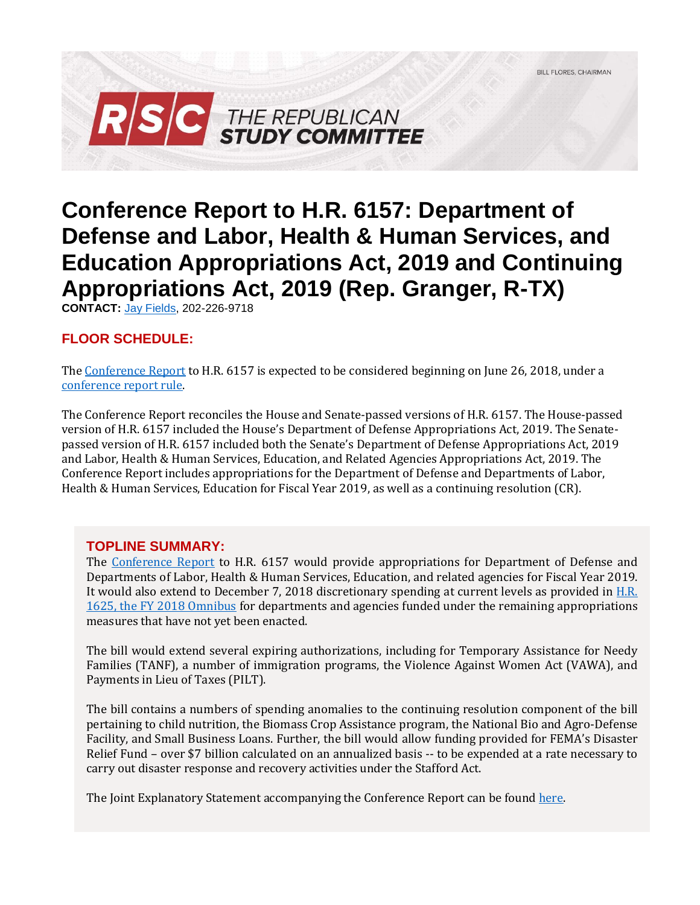BILL FLORES, CHAIRMAN

**RSC THE REPUBLICAN STUDY COMMITTEE**

# Conference Report to H.R. 6157: Department of Defense and Labor, Health & Human Services, and Education Appropriations Act, 2019 and Continuing Appropriations Act, 2019 (Rep. Granger, R-TX)

**CONTACT:** [Jay Fields](), 202-226-9718

## FLOOR SCHEDULE:

The [Conference Report]() to H.R. 6157 is expected to be considered beginning on June 26, 2018, under a [conference report rule]().

The Conference Report reconciles the House and Senate-passed versions of H.R. 6157. The House-passed version of H.R. 6157 included the House's Department of Defense Appropriations Act, 2019. The Senate-passed version of H.R. 6157 included both the Senate's Department of Defense Appropriations Act, 2019 and Labor, Health & Human Services, Education, and Related Agencies Appropriations Act, 2019. The Conference Report includes appropriations for the Department of Defense and Departments of Labor, Health & Human Services, Education for Fiscal Year 2019, as well as a continuing resolution (CR).

## TOPLINE SUMMARY:

The [Conference Report]() to H.R. 6157 would provide appropriations for Department of Defense and Departments of Labor, Health & Human Services, Education, and related agencies for Fiscal Year 2019. It would also extend to December 7, 2018 discretionary spending at current levels as provided in [H.R. 1625, the FY 2018 Omnibus]() for departments and agencies funded under the remaining appropriations measures that have not yet been enacted.

The bill would extend several expiring authorizations, including for Temporary Assistance for Needy Families (TANF), a number of immigration programs, the Violence Against Women Act (VAWA), and Payments in Lieu of Taxes (PILT).

The bill contains a numbers of spending anomalies to the continuing resolution component of the bill pertaining to child nutrition, the Biomass Crop Assistance program, the National Bio and Agro-Defense Facility, and Small Business Loans. Further, the bill would allow funding provided for FEMA's Disaster Relief Fund – over $7 billion calculated on an annualized basis -- to be expended at a rate necessary to carry out disaster response and recovery activities under the Stafford Act.

The Joint Explanatory Statement accompanying the Conference Report can be found [here]().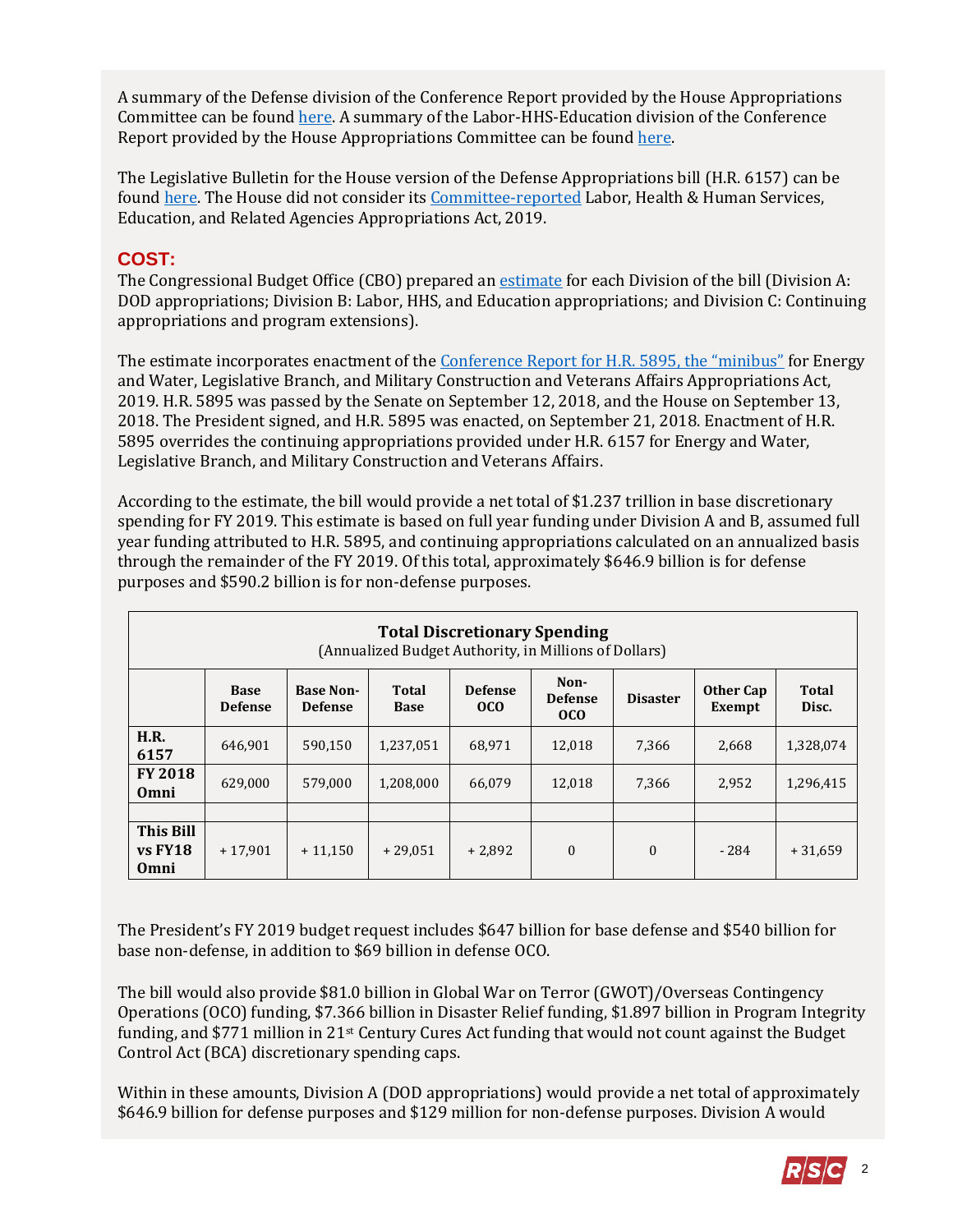A summary of the Defense division of the Conference Report provided by the House Appropriations Committee can be found here. A summary of the Labor-HHS-Education division of the Conference Report provided by the House Appropriations Committee can be found here.

The Legislative Bulletin for the House version of the Defense Appropriations bill (H.R. 6157) can be found here. The House did not consider its Committee-reported Labor, Health & Human Services, Education, and Related Agencies Appropriations Act, 2019.

## COST:

The Congressional Budget Office (CBO) prepared an estimate for each Division of the bill (Division A: DOD appropriations; Division B: Labor, HHS, and Education appropriations; and Division C: Continuing appropriations and program extensions).

The estimate incorporates enactment of the Conference Report for H.R. 5895, the "minibus" for Energy and Water, Legislative Branch, and Military Construction and Veterans Affairs Appropriations Act, 2019. H.R. 5895 was passed by the Senate on September 12, 2018, and the House on September 13, 2018. The President signed, and H.R. 5895 was enacted, on September 21, 2018. Enactment of H.R. 5895 overrides the continuing appropriations provided under H.R. 6157 for Energy and Water, Legislative Branch, and Military Construction and Veterans Affairs.

According to the estimate, the bill would provide a net total of $1.237 trillion in base discretionary spending for FY 2019. This estimate is based on full year funding under Division A and B, assumed full year funding attributed to H.R. 5895, and continuing appropriations calculated on an annualized basis through the remainder of the FY 2019. Of this total, approximately $646.9 billion is for defense purposes and $590.2 billion is for non-defense purposes.

**Total Discretionary Spending**
(Annualized Budget Authority, in Millions of Dollars)

| | Base Defense | Base Non-Defense | Total Base | Defense OCO | Non-Defense OCO | Disaster | Other Cap Exempt | Total Disc. |
|---|---|---|---|---|---|---|---|---|
| **H.R. 6157** | 646,901 | 590,150 | 1,237,051 | 68,971 | 12,018 | 7,366 | 2,668 | 1,328,074 |
| **FY 2018 Omni** | 629,000 | 579,000 | 1,208,000 | 66,079 | 12,018 | 7,366 | 2,952 | 1,296,415 |
| | | | | | | | | |
| **This Bill vs FY18 Omni** | + 17,901 | + 11,150 | + 29,051 | + 2,892 | 0 | 0 | - 284 | + 31,659 |

The President's FY 2019 budget request includes $647 billion for base defense and $540 billion for base non-defense, in addition to $69 billion in defense OCO.

The bill would also provide $81.0 billion in Global War on Terror (GWOT)/Overseas Contingency Operations (OCO) funding, $7.366 billion in Disaster Relief funding, $1.897 billion in Program Integrity funding, and $771 million in 21st Century Cures Act funding that would not count against the Budget Control Act (BCA) discretionary spending caps.

Within in these amounts, Division A (DOD appropriations) would provide a net total of approximately $646.9 billion for defense purposes and $129 million for non-defense purposes. Division A would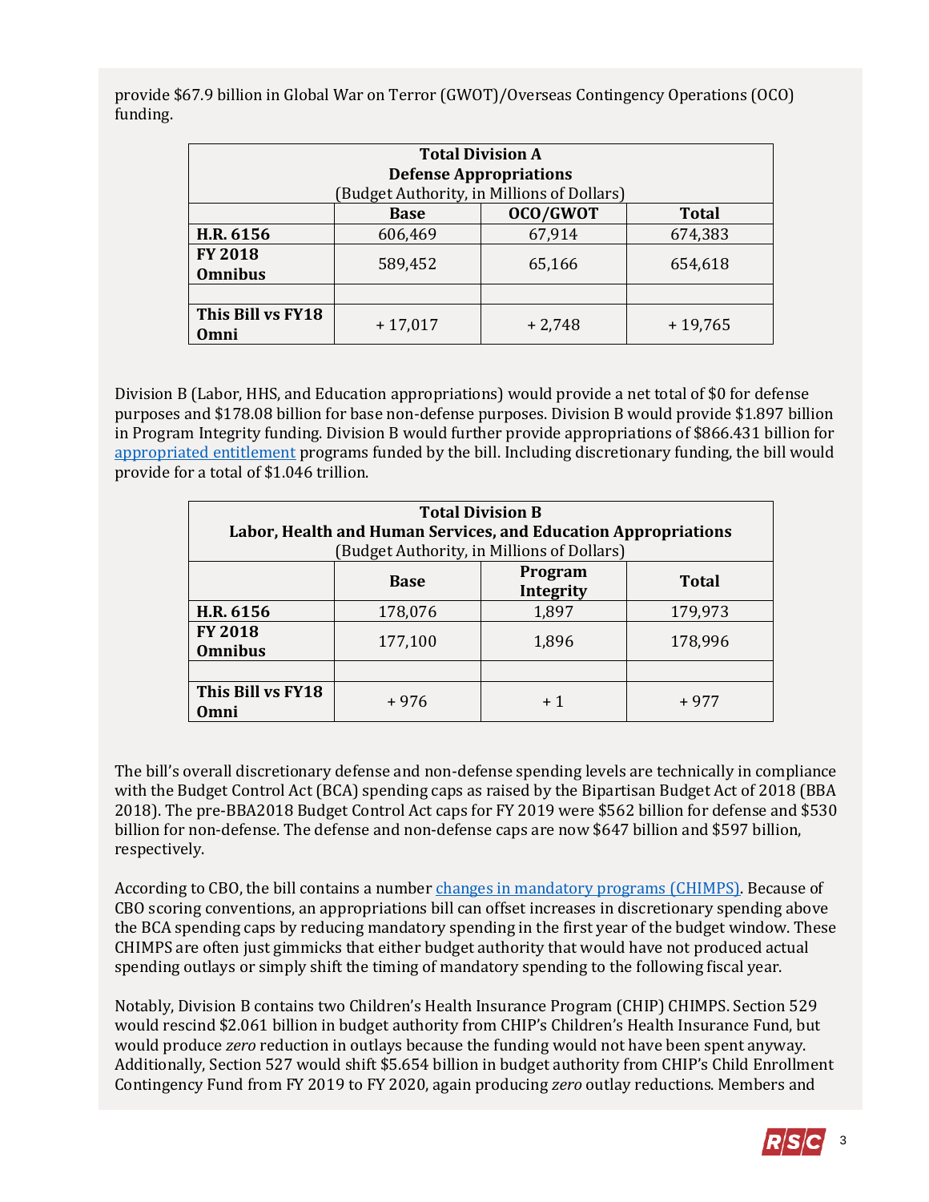provide $67.9 billion in Global War on Terror (GWOT)/Overseas Contingency Operations (OCO) funding.

| **Total Division A Defense Appropriations** (Budget Authority, in Millions of Dollars) | | | |
|---|---|---|---|
| | **Base** | **OCO/GWOT** | **Total** |
| **H.R. 6156** | 606,469 | 67,914 | 674,383 |
| **FY 2018 Omnibus** | 589,452 | 65,166 | 654,618 |
| | | | |
| **This Bill vs FY18 Omni** | + 17,017 | + 2,748 | + 19,765 |

Division B (Labor, HHS, and Education appropriations) would provide a net total of $0 for defense purposes and $178.08 billion for base non-defense purposes. Division B would provide $1.897 billion in Program Integrity funding. Division B would further provide appropriations of $866.431 billion for appropriated entitlement programs funded by the bill. Including discretionary funding, the bill would provide for a total of $1.046 trillion.

| **Total Division B Labor, Health and Human Services, and Education Appropriations** (Budget Authority, in Millions of Dollars) | | | |
|---|---|---|---|
| | **Base** | **Program Integrity** | **Total** |
| **H.R. 6156** | 178,076 | 1,897 | 179,973 |
| **FY 2018 Omnibus** | 177,100 | 1,896 | 178,996 |
| | | | |
| **This Bill vs FY18 Omni** | + 976 | + 1 | + 977 |

The bill's overall discretionary defense and non-defense spending levels are technically in compliance with the Budget Control Act (BCA) spending caps as raised by the Bipartisan Budget Act of 2018 (BBA 2018). The pre-BBA2018 Budget Control Act caps for FY 2019 were $562 billion for defense and $530 billion for non-defense. The defense and non-defense caps are now $647 billion and $597 billion, respectively.

According to CBO, the bill contains a number changes in mandatory programs (CHIMPS). Because of CBO scoring conventions, an appropriations bill can offset increases in discretionary spending above the BCA spending caps by reducing mandatory spending in the first year of the budget window. These CHIMPS are often just gimmicks that either budget authority that would have not produced actual spending outlays or simply shift the timing of mandatory spending to the following fiscal year.

Notably, Division B contains two Children's Health Insurance Program (CHIP) CHIMPS. Section 529 would rescind $2.061 billion in budget authority from CHIP's Children's Health Insurance Fund, but would produce *zero* reduction in outlays because the funding would not have been spent anyway. Additionally, Section 527 would shift $5.654 billion in budget authority from CHIP's Child Enrollment Contingency Fund from FY 2019 to FY 2020, again producing *zero* outlay reductions. Members and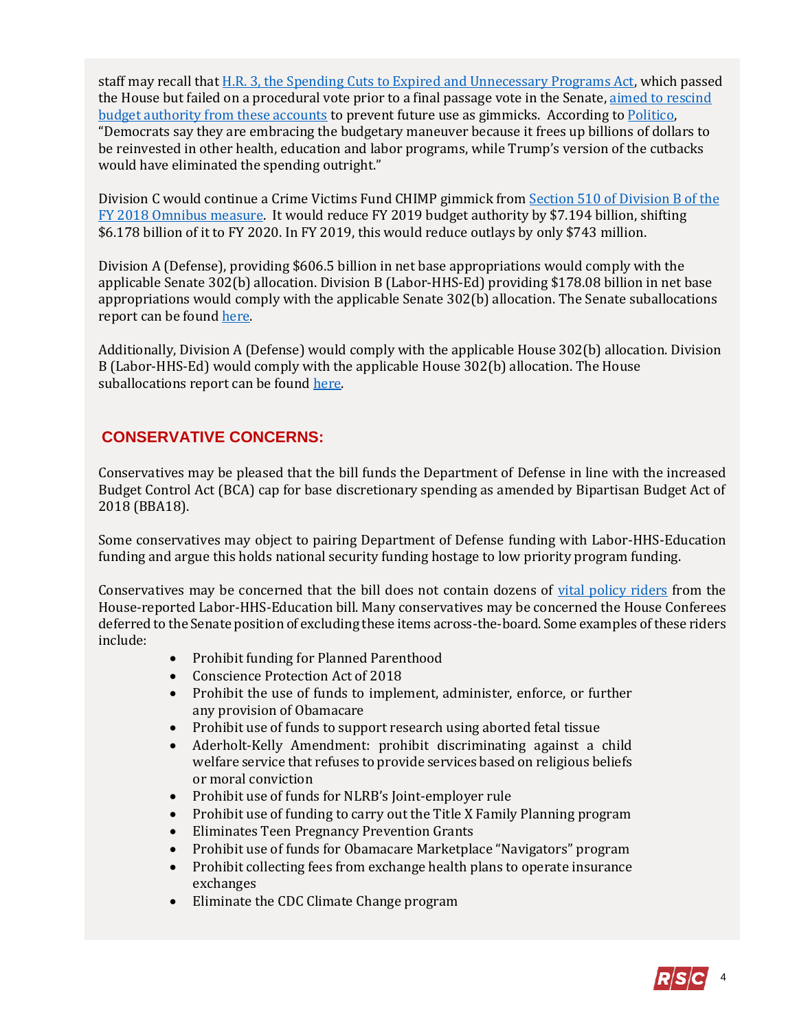staff may recall that H.R. 3, the Spending Cuts to Expired and Unnecessary Programs Act, which passed the House but failed on a procedural vote prior to a final passage vote in the Senate, aimed to rescind budget authority from these accounts to prevent future use as gimmicks. According to Politico, "Democrats say they are embracing the budgetary maneuver because it frees up billions of dollars to be reinvested in other health, education and labor programs, while Trump's version of the cutbacks would have eliminated the spending outright."

Division C would continue a Crime Victims Fund CHIMP gimmick from Section 510 of Division B of the FY 2018 Omnibus measure. It would reduce FY 2019 budget authority by $7.194 billion, shifting $6.178 billion of it to FY 2020. In FY 2019, this would reduce outlays by only $743 million.

Division A (Defense), providing $606.5 billion in net base appropriations would comply with the applicable Senate 302(b) allocation. Division B (Labor-HHS-Ed) providing $178.08 billion in net base appropriations would comply with the applicable Senate 302(b) allocation. The Senate suballocations report can be found here.

Additionally, Division A (Defense) would comply with the applicable House 302(b) allocation. Division B (Labor-HHS-Ed) would comply with the applicable House 302(b) allocation. The House suballocations report can be found here.

## CONSERVATIVE CONCERNS:

Conservatives may be pleased that the bill funds the Department of Defense in line with the increased Budget Control Act (BCA) cap for base discretionary spending as amended by Bipartisan Budget Act of 2018 (BBA18).

Some conservatives may object to pairing Department of Defense funding with Labor-HHS-Education funding and argue this holds national security funding hostage to low priority program funding.

Conservatives may be concerned that the bill does not contain dozens of vital policy riders from the House-reported Labor-HHS-Education bill. Many conservatives may be concerned the House Conferees deferred to the Senate position of excluding these items across-the-board. Some examples of these riders include:

- Prohibit funding for Planned Parenthood
- Conscience Protection Act of 2018
- Prohibit the use of funds to implement, administer, enforce, or further any provision of Obamacare
- Prohibit use of funds to support research using aborted fetal tissue
- Aderholt-Kelly Amendment: prohibit discriminating against a child welfare service that refuses to provide services based on religious beliefs or moral conviction
- Prohibit use of funds for NLRB's Joint-employer rule
- Prohibit use of funding to carry out the Title X Family Planning program
- Eliminates Teen Pregnancy Prevention Grants
- Prohibit use of funds for Obamacare Marketplace "Navigators" program
- Prohibit collecting fees from exchange health plans to operate insurance exchanges
- Eliminate the CDC Climate Change program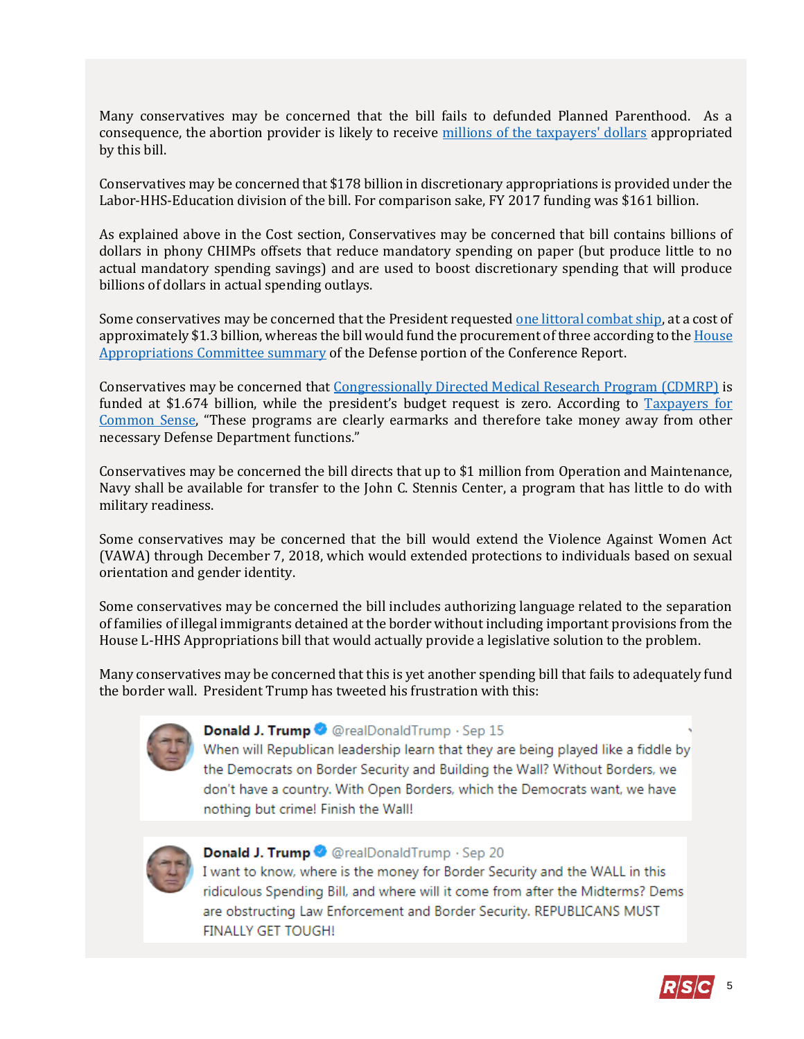Many conservatives may be concerned that the bill fails to defunded Planned Parenthood. As a consequence, the abortion provider is likely to receive millions of the taxpayers' dollars appropriated by this bill.

Conservatives may be concerned that $178 billion in discretionary appropriations is provided under the Labor-HHS-Education division of the bill. For comparison sake, FY 2017 funding was $161 billion.

As explained above in the Cost section, Conservatives may be concerned that bill contains billions of dollars in phony CHIMPs offsets that reduce mandatory spending on paper (but produce little to no actual mandatory spending savings) and are used to boost discretionary spending that will produce billions of dollars in actual spending outlays.

Some conservatives may be concerned that the President requested one littoral combat ship, at a cost of approximately $1.3 billion, whereas the bill would fund the procurement of three according to the House Appropriations Committee summary of the Defense portion of the Conference Report.

Conservatives may be concerned that Congressionally Directed Medical Research Program (CDMRP) is funded at $1.674 billion, while the president's budget request is zero. According to Taxpayers for Common Sense, "These programs are clearly earmarks and therefore take money away from other necessary Defense Department functions."

Conservatives may be concerned the bill directs that up to $1 million from Operation and Maintenance, Navy shall be available for transfer to the John C. Stennis Center, a program that has little to do with military readiness.

Some conservatives may be concerned that the bill would extend the Violence Against Women Act (VAWA) through December 7, 2018, which would extended protections to individuals based on sexual orientation and gender identity.

Some conservatives may be concerned the bill includes authorizing language related to the separation of families of illegal immigrants detained at the border without including important provisions from the House L-HHS Appropriations bill that would actually provide a legislative solution to the problem.

Many conservatives may be concerned that this is yet another spending bill that fails to adequately fund the border wall. President Trump has tweeted his frustration with this:

> **Donald J. Trump** @realDonaldTrump · Sep 15
> When will Republican leadership learn that they are being played like a fiddle by the Democrats on Border Security and Building the Wall? Without Borders, we don't have a country. With Open Borders, which the Democrats want, we have nothing but crime! Finish the Wall!

> **Donald J. Trump** @realDonaldTrump · Sep 20
> I want to know, where is the money for Border Security and the WALL in this ridiculous Spending Bill, and where will it come from after the Midterms? Dems are obstructing Law Enforcement and Border Security. REPUBLICANS MUST FINALLY GET TOUGH!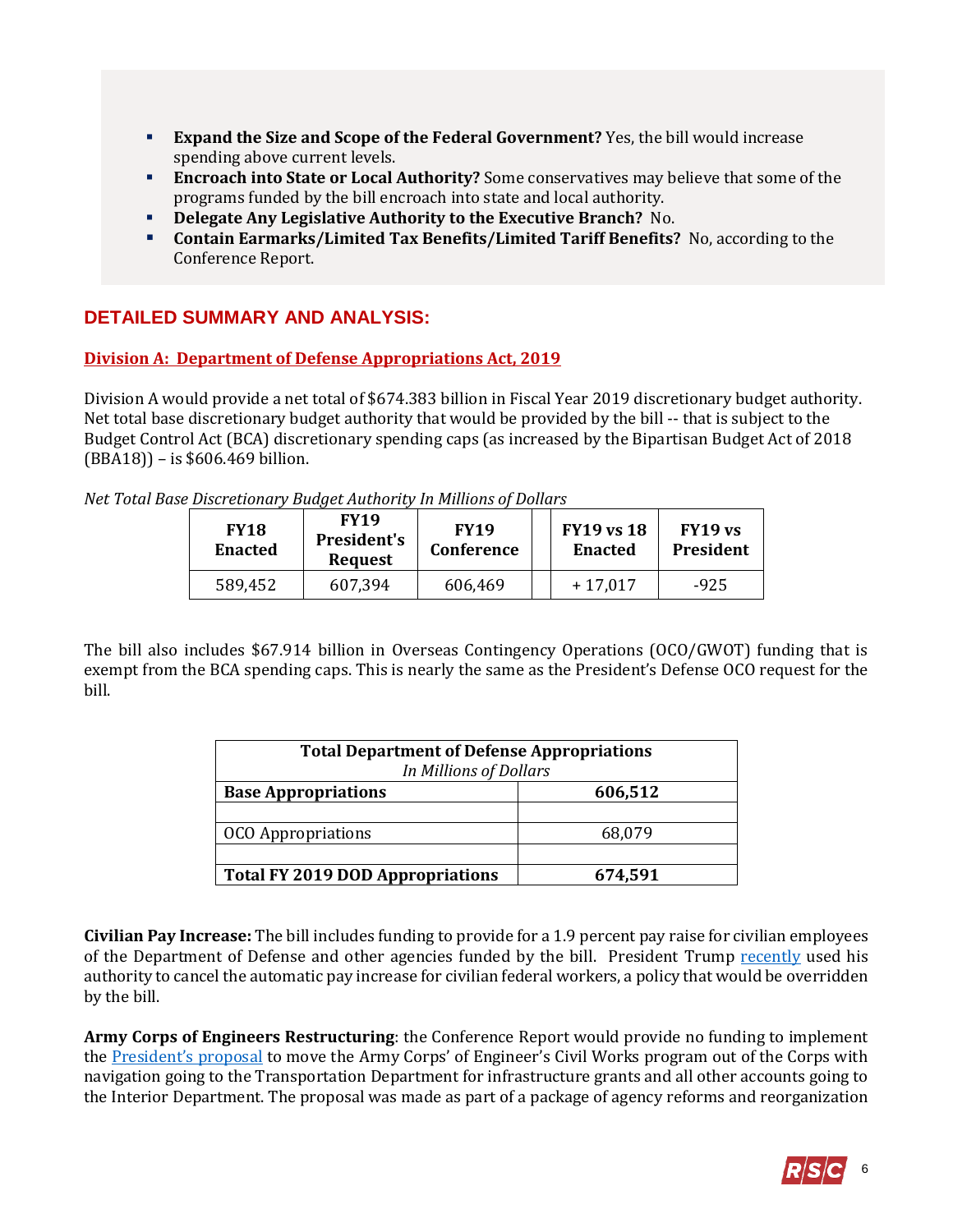- **Expand the Size and Scope of the Federal Government?** Yes, the bill would increase spending above current levels.
- **Encroach into State or Local Authority?** Some conservatives may believe that some of the programs funded by the bill encroach into state and local authority.
- **Delegate Any Legislative Authority to the Executive Branch?** No.
- **Contain Earmarks/Limited Tax Benefits/Limited Tariff Benefits?** No, according to the Conference Report.

## DETAILED SUMMARY AND ANALYSIS:

### Division A: Department of Defense Appropriations Act, 2019

Division A would provide a net total of $674.383 billion in Fiscal Year 2019 discretionary budget authority. Net total base discretionary budget authority that would be provided by the bill -- that is subject to the Budget Control Act (BCA) discretionary spending caps (as increased by the Bipartisan Budget Act of 2018 (BBA18)) – is $606.469 billion.

*Net Total Base Discretionary Budget Authority In Millions of Dollars*

| FY18 Enacted | FY19 President's Request | FY19 Conference | | FY19 vs 18 Enacted | FY19 vs President |
|---|---|---|---|---|---|
| 589,452 | 607,394 | 606,469 | | + 17,017 | -925 |

The bill also includes $67.914 billion in Overseas Contingency Operations (OCO/GWOT) funding that is exempt from the BCA spending caps. This is nearly the same as the President's Defense OCO request for the bill.

| **Total Department of Defense Appropriations** *In Millions of Dollars* | |
|---|---|
| **Base Appropriations** | **606,512** |
| | |
| OCO Appropriations | 68,079 |
| | |
| **Total FY 2019 DOD Appropriations** | **674,591** |

**Civilian Pay Increase:** The bill includes funding to provide for a 1.9 percent pay raise for civilian employees of the Department of Defense and other agencies funded by the bill. President Trump recently used his authority to cancel the automatic pay increase for civilian federal workers, a policy that would be overridden by the bill.

**Army Corps of Engineers Restructuring**: the Conference Report would provide no funding to implement the President's proposal to move the Army Corps' of Engineer's Civil Works program out of the Corps with navigation going to the Transportation Department for infrastructure grants and all other accounts going to the Interior Department. The proposal was made as part of a package of agency reforms and reorganization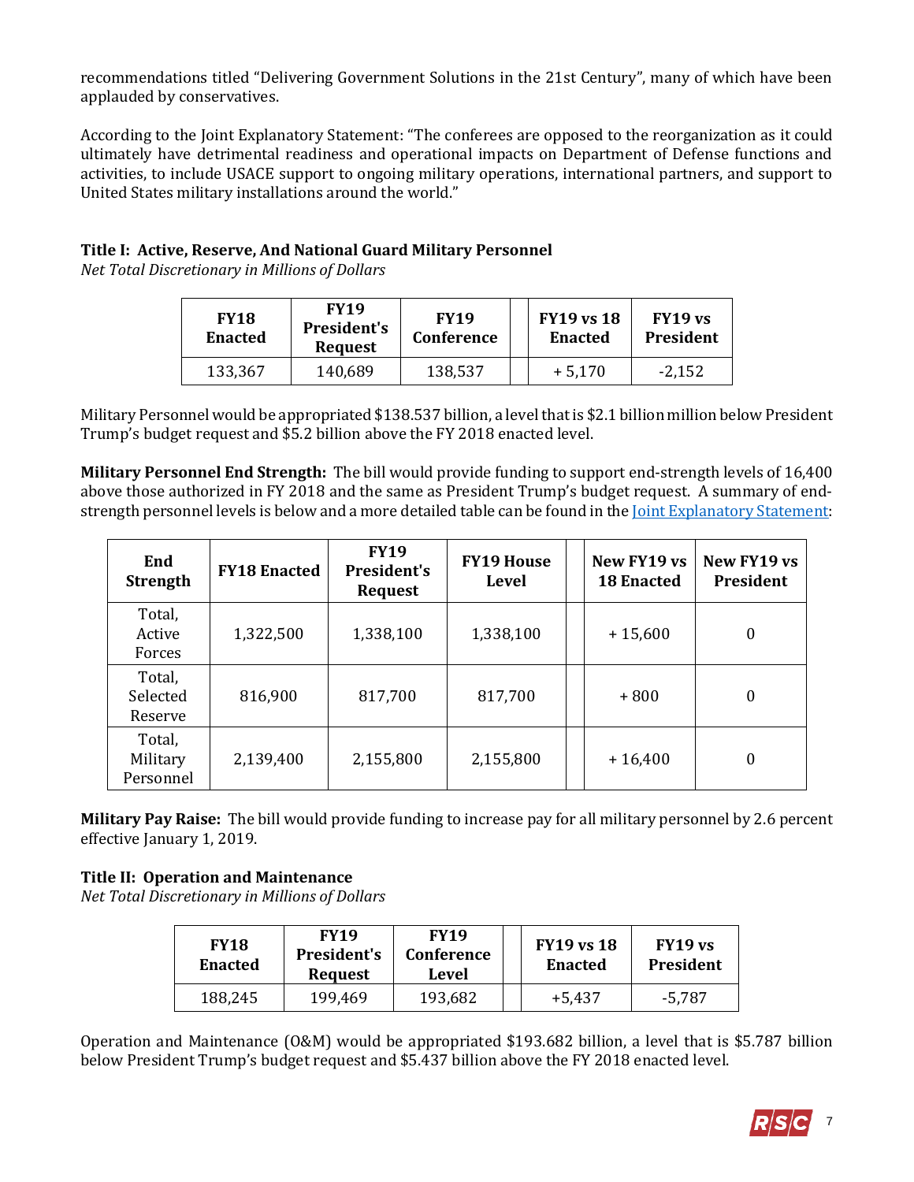recommendations titled "Delivering Government Solutions in the 21st Century", many of which have been applauded by conservatives.

According to the Joint Explanatory Statement: "The conferees are opposed to the reorganization as it could ultimately have detrimental readiness and operational impacts on Department of Defense functions and activities, to include USACE support to ongoing military operations, international partners, and support to United States military installations around the world."

**Title I: Active, Reserve, And National Guard Military Personnel**

*Net Total Discretionary in Millions of Dollars*

| FY18 Enacted | FY19 President's Request | FY19 Conference | | FY19 vs 18 Enacted | FY19 vs President |
|---|---|---|---|---|---|
| 133,367 | 140,689 | 138,537 | | + 5,170 | -2,152 |

Military Personnel would be appropriated $138.537 billion, a level that is $2.1 billion million below President Trump's budget request and $5.2 billion above the FY 2018 enacted level.

**Military Personnel End Strength:** The bill would provide funding to support end-strength levels of 16,400 above those authorized in FY 2018 and the same as President Trump's budget request. A summary of end-strength personnel levels is below and a more detailed table can be found in the [Joint Explanatory Statement](https://example.com):

| End Strength | FY18 Enacted | FY19 President's Request | FY19 House Level | | New FY19 vs 18 Enacted | New FY19 vs President |
|---|---|---|---|---|---|---|
| Total, Active Forces | 1,322,500 | 1,338,100 | 1,338,100 | | + 15,600 | 0 |
| Total, Selected Reserve | 816,900 | 817,700 | 817,700 | | + 800 | 0 |
| Total, Military Personnel | 2,139,400 | 2,155,800 | 2,155,800 | | + 16,400 | 0 |

**Military Pay Raise:** The bill would provide funding to increase pay for all military personnel by 2.6 percent effective January 1, 2019.

**Title II: Operation and Maintenance**

*Net Total Discretionary in Millions of Dollars*

| FY18 Enacted | FY19 President's Request | FY19 Conference Level | | FY19 vs 18 Enacted | FY19 vs President |
|---|---|---|---|---|---|
| 188,245 | 199,469 | 193,682 | | +5,437 | -5,787 |

Operation and Maintenance (O&M) would be appropriated $193.682 billion, a level that is $5.787 billion below President Trump's budget request and $5.437 billion above the FY 2018 enacted level.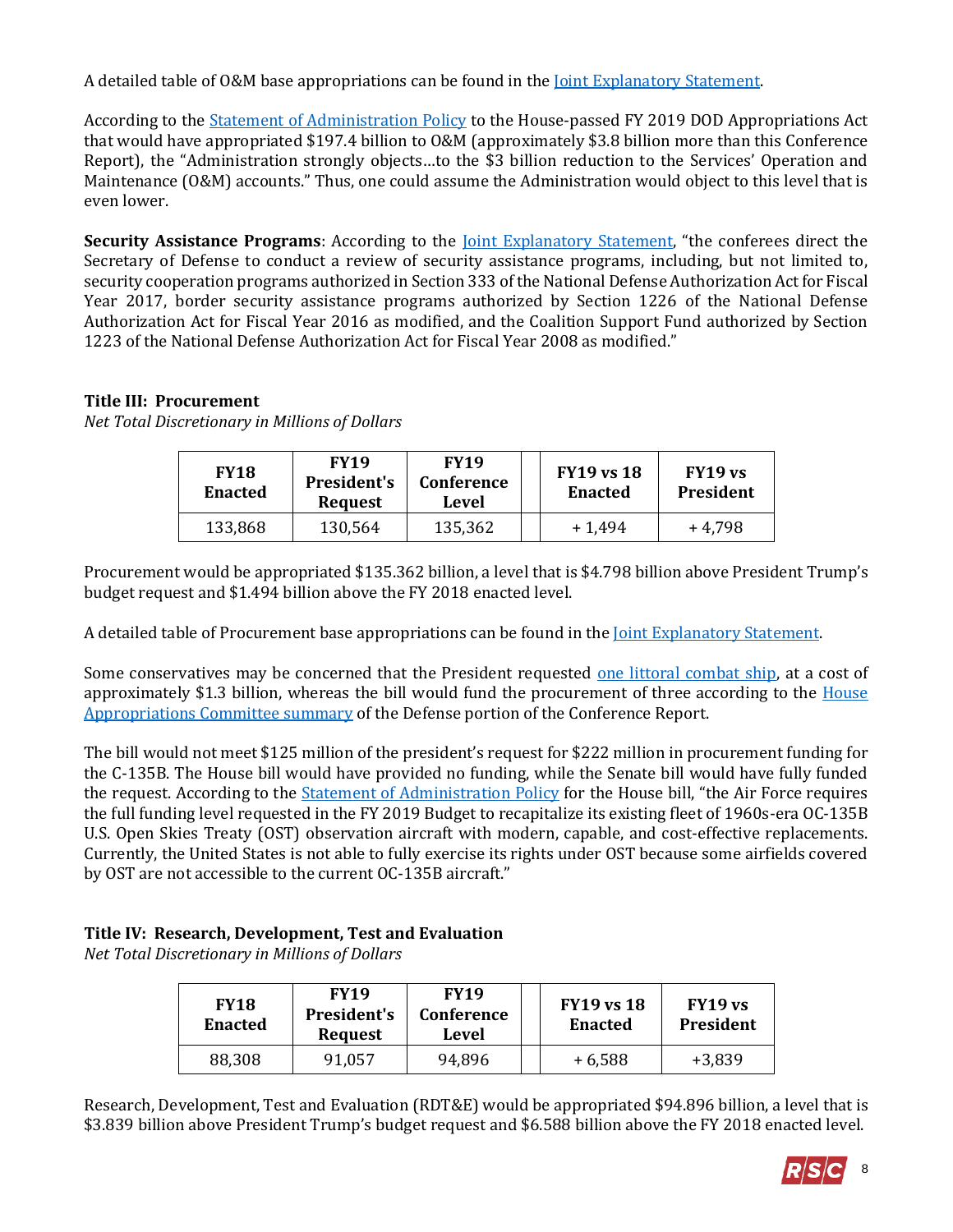A detailed table of O&M base appropriations can be found in the Joint Explanatory Statement.

According to the Statement of Administration Policy to the House-passed FY 2019 DOD Appropriations Act that would have appropriated $197.4 billion to O&M (approximately $3.8 billion more than this Conference Report), the "Administration strongly objects…to the $3 billion reduction to the Services' Operation and Maintenance (O&M) accounts." Thus, one could assume the Administration would object to this level that is even lower.

**Security Assistance Programs**: According to the Joint Explanatory Statement, "the conferees direct the Secretary of Defense to conduct a review of security assistance programs, including, but not limited to, security cooperation programs authorized in Section 333 of the National Defense Authorization Act for Fiscal Year 2017, border security assistance programs authorized by Section 1226 of the National Defense Authorization Act for Fiscal Year 2016 as modified, and the Coalition Support Fund authorized by Section 1223 of the National Defense Authorization Act for Fiscal Year 2008 as modified."

### Title III: Procurement

*Net Total Discretionary in Millions of Dollars*

| FY18 Enacted | FY19 President's Request | FY19 Conference Level | | FY19 vs 18 Enacted | FY19 vs President |
|---|---|---|---|---|---|
| 133,868 | 130,564 | 135,362 | | + 1,494 | + 4,798 |

Procurement would be appropriated $135.362 billion, a level that is $4.798 billion above President Trump's budget request and $1.494 billion above the FY 2018 enacted level.

A detailed table of Procurement base appropriations can be found in the Joint Explanatory Statement.

Some conservatives may be concerned that the President requested one littoral combat ship, at a cost of approximately $1.3 billion, whereas the bill would fund the procurement of three according to the House Appropriations Committee summary of the Defense portion of the Conference Report.

The bill would not meet $125 million of the president's request for $222 million in procurement funding for the C-135B. The House bill would have provided no funding, while the Senate bill would have fully funded the request. According to the Statement of Administration Policy for the House bill, "the Air Force requires the full funding level requested in the FY 2019 Budget to recapitalize its existing fleet of 1960s-era OC-135B U.S. Open Skies Treaty (OST) observation aircraft with modern, capable, and cost-effective replacements. Currently, the United States is not able to fully exercise its rights under OST because some airfields covered by OST are not accessible to the current OC-135B aircraft."

### Title IV: Research, Development, Test and Evaluation

*Net Total Discretionary in Millions of Dollars*

| FY18 Enacted | FY19 President's Request | FY19 Conference Level | | FY19 vs 18 Enacted | FY19 vs President |
|---|---|---|---|---|---|
| 88,308 | 91,057 | 94,896 | | + 6,588 | +3,839 |

Research, Development, Test and Evaluation (RDT&E) would be appropriated $94.896 billion, a level that is $3.839 billion above President Trump's budget request and $6.588 billion above the FY 2018 enacted level.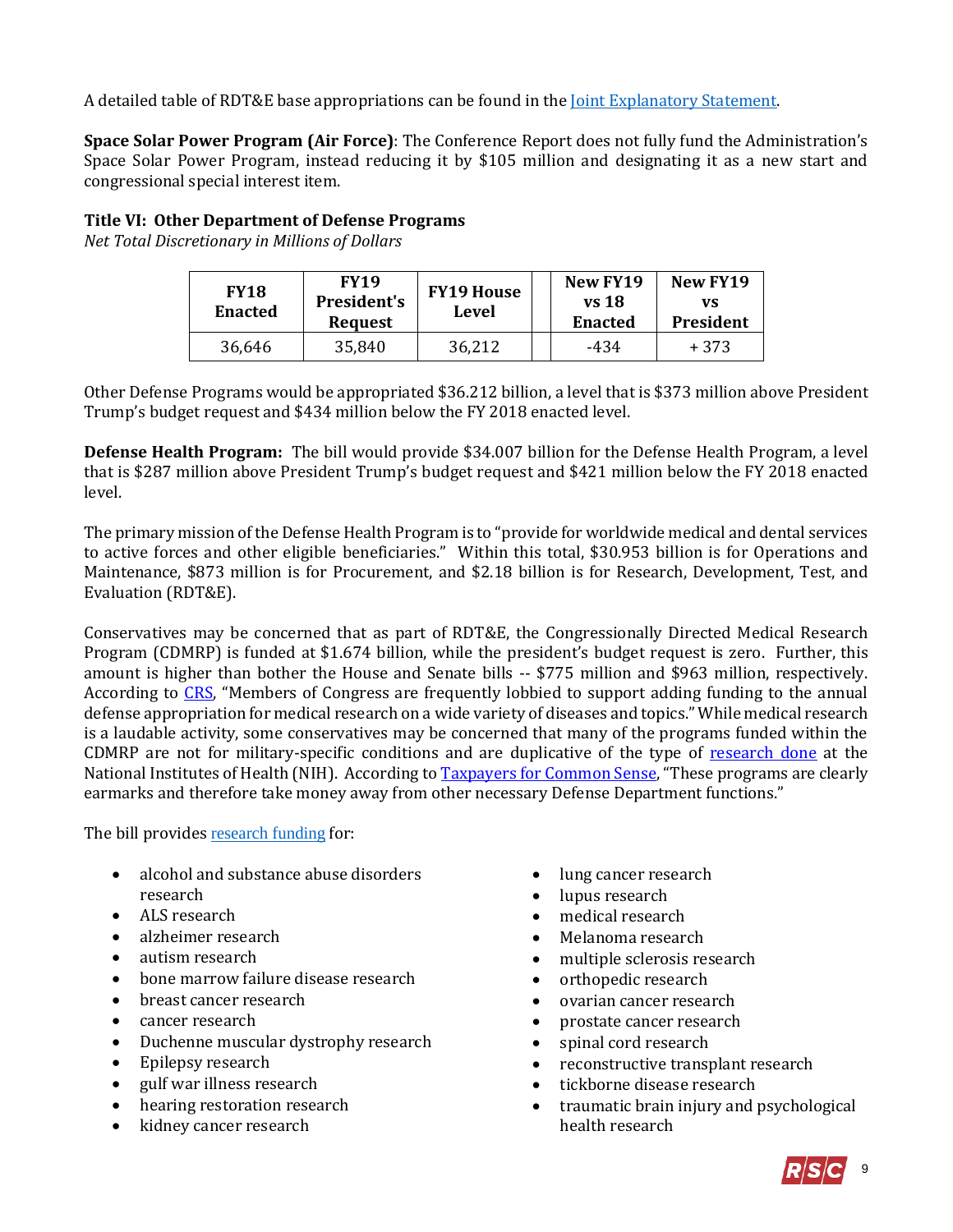A detailed table of RDT&E base appropriations can be found in the [Joint Explanatory Statement](#).

**Space Solar Power Program (Air Force)**: The Conference Report does not fully fund the Administration's Space Solar Power Program, instead reducing it by $105 million and designating it as a new start and congressional special interest item.

**Title VI: Other Department of Defense Programs**
*Net Total Discretionary in Millions of Dollars*

| FY18 Enacted | FY19 President's Request | FY19 House Level | | New FY19 vs 18 Enacted | New FY19 vs President |
|---|---|---|---|---|---|
| 36,646 | 35,840 | 36,212 | | -434 | + 373 |

Other Defense Programs would be appropriated $36.212 billion, a level that is $373 million above President Trump's budget request and $434 million below the FY 2018 enacted level.

**Defense Health Program:** The bill would provide $34.007 billion for the Defense Health Program, a level that is $287 million above President Trump's budget request and $421 million below the FY 2018 enacted level.

The primary mission of the Defense Health Program is to "provide for worldwide medical and dental services to active forces and other eligible beneficiaries." Within this total, $30.953 billion is for Operations and Maintenance, $873 million is for Procurement, and $2.18 billion is for Research, Development, Test, and Evaluation (RDT&E).

Conservatives may be concerned that as part of RDT&E, the Congressionally Directed Medical Research Program (CDMRP) is funded at $1.674 billion, while the president's budget request is zero. Further, this amount is higher than bother the House and Senate bills -- $775 million and $963 million, respectively. According to [CRS](#), "Members of Congress are frequently lobbied to support adding funding to the annual defense appropriation for medical research on a wide variety of diseases and topics." While medical research is a laudable activity, some conservatives may be concerned that many of the programs funded within the CDMRP are not for military-specific conditions and are duplicative of the type of [research done](#) at the National Institutes of Health (NIH). According to [Taxpayers for Common Sense](#), "These programs are clearly earmarks and therefore take money away from other necessary Defense Department functions."

The bill provides [research funding](#) for:

- alcohol and substance abuse disorders research
- ALS research
- alzheimer research
- autism research
- bone marrow failure disease research
- breast cancer research
- cancer research
- Duchenne muscular dystrophy research
- Epilepsy research
- gulf war illness research
- hearing restoration research
- kidney cancer research
- lung cancer research
- lupus research
- medical research
- Melanoma research
- multiple sclerosis research
- orthopedic research
- ovarian cancer research
- prostate cancer research
- spinal cord research
- reconstructive transplant research
- tickborne disease research
- traumatic brain injury and psychological health research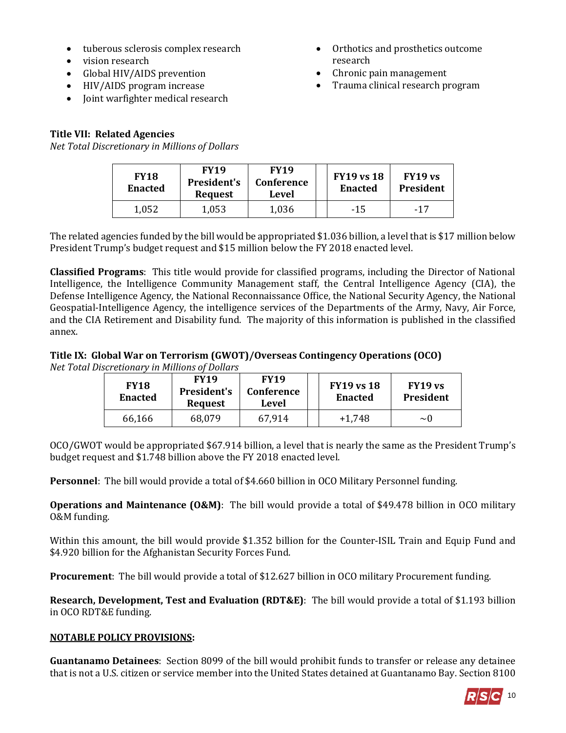- tuberous sclerosis complex research
- vision research
- Global HIV/AIDS prevention
- HIV/AIDS program increase
- Joint warfighter medical research
- Orthotics and prosthetics outcome research
- Chronic pain management
- Trauma clinical research program

**Title VII: Related Agencies**

*Net Total Discretionary in Millions of Dollars*

| FY18 Enacted | FY19 President's Request | FY19 Conference Level | | FY19 vs 18 Enacted | FY19 vs President |
|---|---|---|---|---|---|
| 1,052 | 1,053 | 1,036 | | -15 | -17 |

The related agencies funded by the bill would be appropriated $1.036 billion, a level that is $17 million below President Trump's budget request and $15 million below the FY 2018 enacted level.

**Classified Programs**: This title would provide for classified programs, including the Director of National Intelligence, the Intelligence Community Management staff, the Central Intelligence Agency (CIA), the Defense Intelligence Agency, the National Reconnaissance Office, the National Security Agency, the National Geospatial-Intelligence Agency, the intelligence services of the Departments of the Army, Navy, Air Force, and the CIA Retirement and Disability fund. The majority of this information is published in the classified annex.

**Title IX: Global War on Terrorism (GWOT)/Overseas Contingency Operations (OCO)**

*Net Total Discretionary in Millions of Dollars*

| FY18 Enacted | FY19 President's Request | FY19 Conference Level | | FY19 vs 18 Enacted | FY19 vs President |
|---|---|---|---|---|---|
| 66,166 | 68,079 | 67,914 | | +1,748 | ~0 |

OCO/GWOT would be appropriated $67.914 billion, a level that is nearly the same as the President Trump's budget request and $1.748 billion above the FY 2018 enacted level.

**Personnel**: The bill would provide a total of $4.660 billion in OCO Military Personnel funding.

**Operations and Maintenance (O&M)**: The bill would provide a total of $49.478 billion in OCO military O&M funding.

Within this amount, the bill would provide $1.352 billion for the Counter-ISIL Train and Equip Fund and $4.920 billion for the Afghanistan Security Forces Fund.

**Procurement**: The bill would provide a total of $12.627 billion in OCO military Procurement funding.

**Research, Development, Test and Evaluation (RDT&E)**: The bill would provide a total of $1.193 billion in OCO RDT&E funding.

**<u>NOTABLE POLICY PROVISIONS</u>:**

**Guantanamo Detainees**: Section 8099 of the bill would prohibit funds to transfer or release any detainee that is not a U.S. citizen or service member into the United States detained at Guantanamo Bay. Section 8100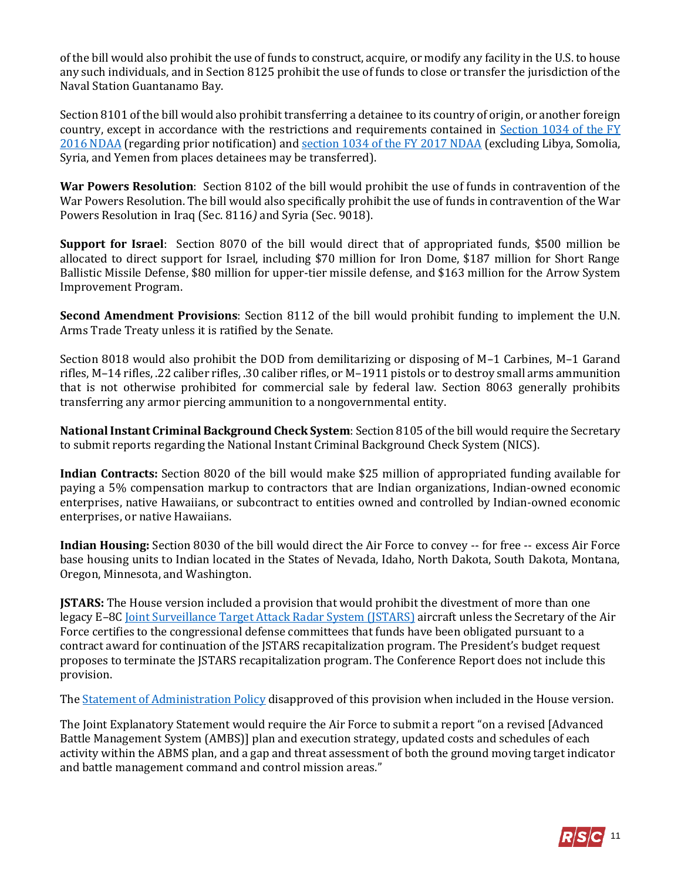of the bill would also prohibit the use of funds to construct, acquire, or modify any facility in the U.S. to house any such individuals, and in Section 8125 prohibit the use of funds to close or transfer the jurisdiction of the Naval Station Guantanamo Bay.

Section 8101 of the bill would also prohibit transferring a detainee to its country of origin, or another foreign country, except in accordance with the restrictions and requirements contained in [Section 1034 of the FY 2016 NDAA]() (regarding prior notification) and [section 1034 of the FY 2017 NDAA]() (excluding Libya, Somolia, Syria, and Yemen from places detainees may be transferred).

**War Powers Resolution**: Section 8102 of the bill would prohibit the use of funds in contravention of the War Powers Resolution. The bill would also specifically prohibit the use of funds in contravention of the War Powers Resolution in Iraq (Sec. 8116*)* and Syria (Sec. 9018).

**Support for Israel**: Section 8070 of the bill would direct that of appropriated funds, $500 million be allocated to direct support for Israel, including $70 million for Iron Dome, $187 million for Short Range Ballistic Missile Defense, $80 million for upper-tier missile defense, and $163 million for the Arrow System Improvement Program.

**Second Amendment Provisions**: Section 8112 of the bill would prohibit funding to implement the U.N. Arms Trade Treaty unless it is ratified by the Senate.

Section 8018 would also prohibit the DOD from demilitarizing or disposing of M–1 Carbines, M–1 Garand rifles, M–14 rifles, .22 caliber rifles, .30 caliber rifles, or M–1911 pistols or to destroy small arms ammunition that is not otherwise prohibited for commercial sale by federal law. Section 8063 generally prohibits transferring any armor piercing ammunition to a nongovernmental entity.

**National Instant Criminal Background Check System**: Section 8105 of the bill would require the Secretary to submit reports regarding the National Instant Criminal Background Check System (NICS).

**Indian Contracts:** Section 8020 of the bill would make $25 million of appropriated funding available for paying a 5% compensation markup to contractors that are Indian organizations, Indian-owned economic enterprises, native Hawaiians, or subcontract to entities owned and controlled by Indian-owned economic enterprises, or native Hawaiians.

**Indian Housing:** Section 8030 of the bill would direct the Air Force to convey -- for free -- excess Air Force base housing units to Indian located in the States of Nevada, Idaho, North Dakota, South Dakota, Montana, Oregon, Minnesota, and Washington.

**JSTARS:** The House version included a provision that would prohibit the divestment of more than one legacy E–8C [Joint Surveillance Target Attack Radar System (JSTARS)]() aircraft unless the Secretary of the Air Force certifies to the congressional defense committees that funds have been obligated pursuant to a contract award for continuation of the JSTARS recapitalization program. The President's budget request proposes to terminate the JSTARS recapitalization program. The Conference Report does not include this provision.

The [Statement of Administration Policy]() disapproved of this provision when included in the House version.

The Joint Explanatory Statement would require the Air Force to submit a report "on a revised [Advanced Battle Management System (AMBS)] plan and execution strategy, updated costs and schedules of each activity within the ABMS plan, and a gap and threat assessment of both the ground moving target indicator and battle management command and control mission areas."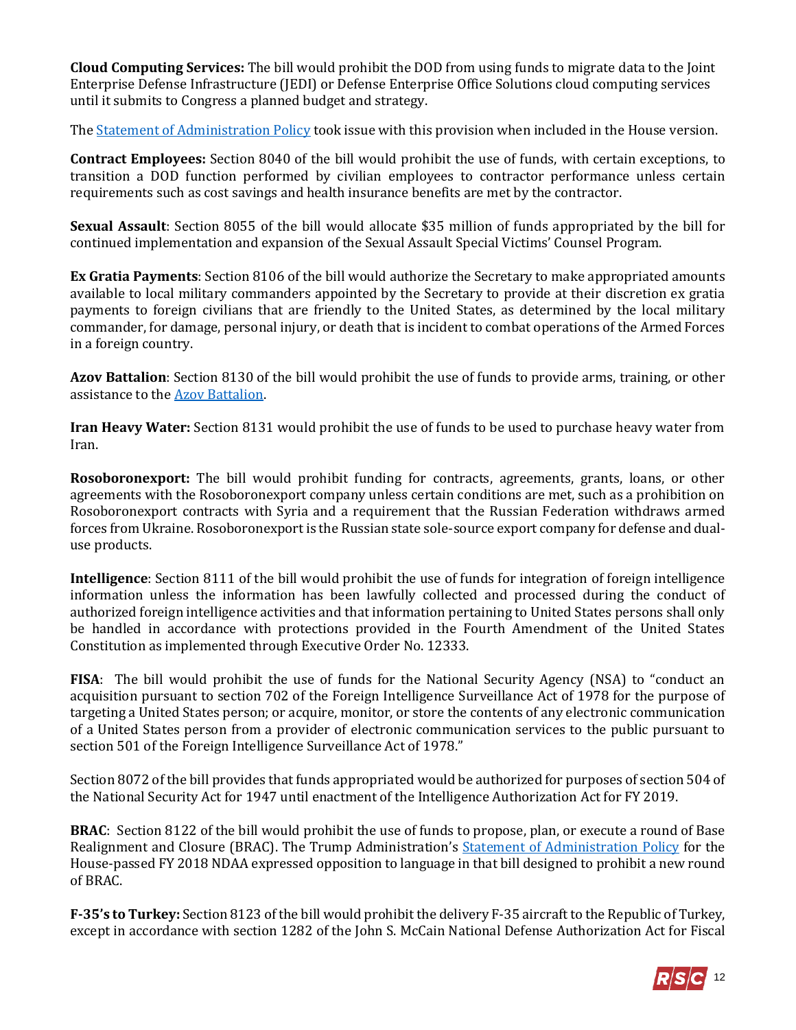**Cloud Computing Services:** The bill would prohibit the DOD from using funds to migrate data to the Joint Enterprise Defense Infrastructure (JEDI) or Defense Enterprise Office Solutions cloud computing services until it submits to Congress a planned budget and strategy.

The [Statement of Administration Policy](#) took issue with this provision when included in the House version.

**Contract Employees:** Section 8040 of the bill would prohibit the use of funds, with certain exceptions, to transition a DOD function performed by civilian employees to contractor performance unless certain requirements such as cost savings and health insurance benefits are met by the contractor.

**Sexual Assault**: Section 8055 of the bill would allocate $35 million of funds appropriated by the bill for continued implementation and expansion of the Sexual Assault Special Victims' Counsel Program.

**Ex Gratia Payments**: Section 8106 of the bill would authorize the Secretary to make appropriated amounts available to local military commanders appointed by the Secretary to provide at their discretion ex gratia payments to foreign civilians that are friendly to the United States, as determined by the local military commander, for damage, personal injury, or death that is incident to combat operations of the Armed Forces in a foreign country.

**Azov Battalion**: Section 8130 of the bill would prohibit the use of funds to provide arms, training, or other assistance to the [Azov Battalion](#).

**Iran Heavy Water:** Section 8131 would prohibit the use of funds to be used to purchase heavy water from Iran.

**Rosoboronexport:** The bill would prohibit funding for contracts, agreements, grants, loans, or other agreements with the Rosoboronexport company unless certain conditions are met, such as a prohibition on Rosoboronexport contracts with Syria and a requirement that the Russian Federation withdraws armed forces from Ukraine. Rosoboronexport is the Russian state sole-source export company for defense and dual-use products.

**Intelligence**: Section 8111 of the bill would prohibit the use of funds for integration of foreign intelligence information unless the information has been lawfully collected and processed during the conduct of authorized foreign intelligence activities and that information pertaining to United States persons shall only be handled in accordance with protections provided in the Fourth Amendment of the United States Constitution as implemented through Executive Order No. 12333.

**FISA**: The bill would prohibit the use of funds for the National Security Agency (NSA) to "conduct an acquisition pursuant to section 702 of the Foreign Intelligence Surveillance Act of 1978 for the purpose of targeting a United States person; or acquire, monitor, or store the contents of any electronic communication of a United States person from a provider of electronic communication services to the public pursuant to section 501 of the Foreign Intelligence Surveillance Act of 1978."

Section 8072 of the bill provides that funds appropriated would be authorized for purposes of section 504 of the National Security Act for 1947 until enactment of the Intelligence Authorization Act for FY 2019.

**BRAC**: Section 8122 of the bill would prohibit the use of funds to propose, plan, or execute a round of Base Realignment and Closure (BRAC). The Trump Administration's [Statement of Administration Policy](#) for the House-passed FY 2018 NDAA expressed opposition to language in that bill designed to prohibit a new round of BRAC.

**F-35's to Turkey:** Section 8123 of the bill would prohibit the delivery F-35 aircraft to the Republic of Turkey, except in accordance with section 1282 of the John S. McCain National Defense Authorization Act for Fiscal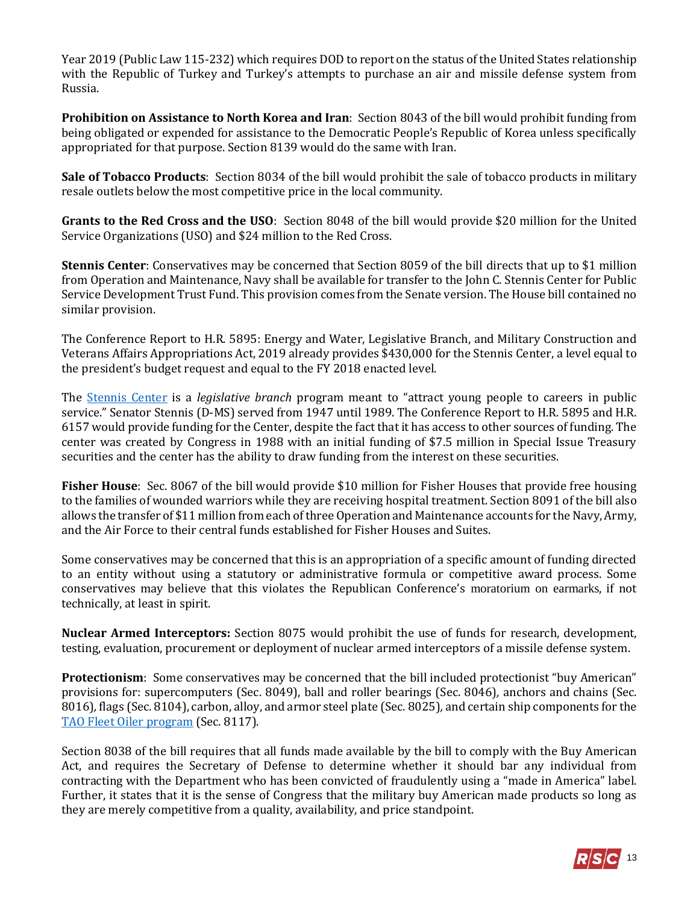Year 2019 (Public Law 115-232) which requires DOD to report on the status of the United States relationship with the Republic of Turkey and Turkey's attempts to purchase an air and missile defense system from Russia.

**Prohibition on Assistance to North Korea and Iran**: Section 8043 of the bill would prohibit funding from being obligated or expended for assistance to the Democratic People's Republic of Korea unless specifically appropriated for that purpose. Section 8139 would do the same with Iran.

**Sale of Tobacco Products**: Section 8034 of the bill would prohibit the sale of tobacco products in military resale outlets below the most competitive price in the local community.

**Grants to the Red Cross and the USO**: Section 8048 of the bill would provide $20 million for the United Service Organizations (USO) and $24 million to the Red Cross.

**Stennis Center**: Conservatives may be concerned that Section 8059 of the bill directs that up to $1 million from Operation and Maintenance, Navy shall be available for transfer to the John C. Stennis Center for Public Service Development Trust Fund. This provision comes from the Senate version. The House bill contained no similar provision.

The Conference Report to H.R. 5895: Energy and Water, Legislative Branch, and Military Construction and Veterans Affairs Appropriations Act, 2019 already provides $430,000 for the Stennis Center, a level equal to the president's budget request and equal to the FY 2018 enacted level.

The [Stennis Center](#) is a *legislative branch* program meant to "attract young people to careers in public service." Senator Stennis (D-MS) served from 1947 until 1989. The Conference Report to H.R. 5895 and H.R. 6157 would provide funding for the Center, despite the fact that it has access to other sources of funding. The center was created by Congress in 1988 with an initial funding of $7.5 million in Special Issue Treasury securities and the center has the ability to draw funding from the interest on these securities.

**Fisher House**: Sec. 8067 of the bill would provide $10 million for Fisher Houses that provide free housing to the families of wounded warriors while they are receiving hospital treatment. Section 8091 of the bill also allows the transfer of $11 million from each of three Operation and Maintenance accounts for the Navy, Army, and the Air Force to their central funds established for Fisher Houses and Suites.

Some conservatives may be concerned that this is an appropriation of a specific amount of funding directed to an entity without using a statutory or administrative formula or competitive award process. Some conservatives may believe that this violates the Republican Conference's moratorium on earmarks, if not technically, at least in spirit.

**Nuclear Armed Interceptors:** Section 8075 would prohibit the use of funds for research, development, testing, evaluation, procurement or deployment of nuclear armed interceptors of a missile defense system.

**Protectionism**: Some conservatives may be concerned that the bill included protectionist "buy American" provisions for: supercomputers (Sec. 8049), ball and roller bearings (Sec. 8046), anchors and chains (Sec. 8016), flags (Sec. 8104), carbon, alloy, and armor steel plate (Sec. 8025), and certain ship components for the [TAO Fleet Oiler program](#) (Sec. 8117).

Section 8038 of the bill requires that all funds made available by the bill to comply with the Buy American Act, and requires the Secretary of Defense to determine whether it should bar any individual from contracting with the Department who has been convicted of fraudulently using a "made in America" label. Further, it states that it is the sense of Congress that the military buy American made products so long as they are merely competitive from a quality, availability, and price standpoint.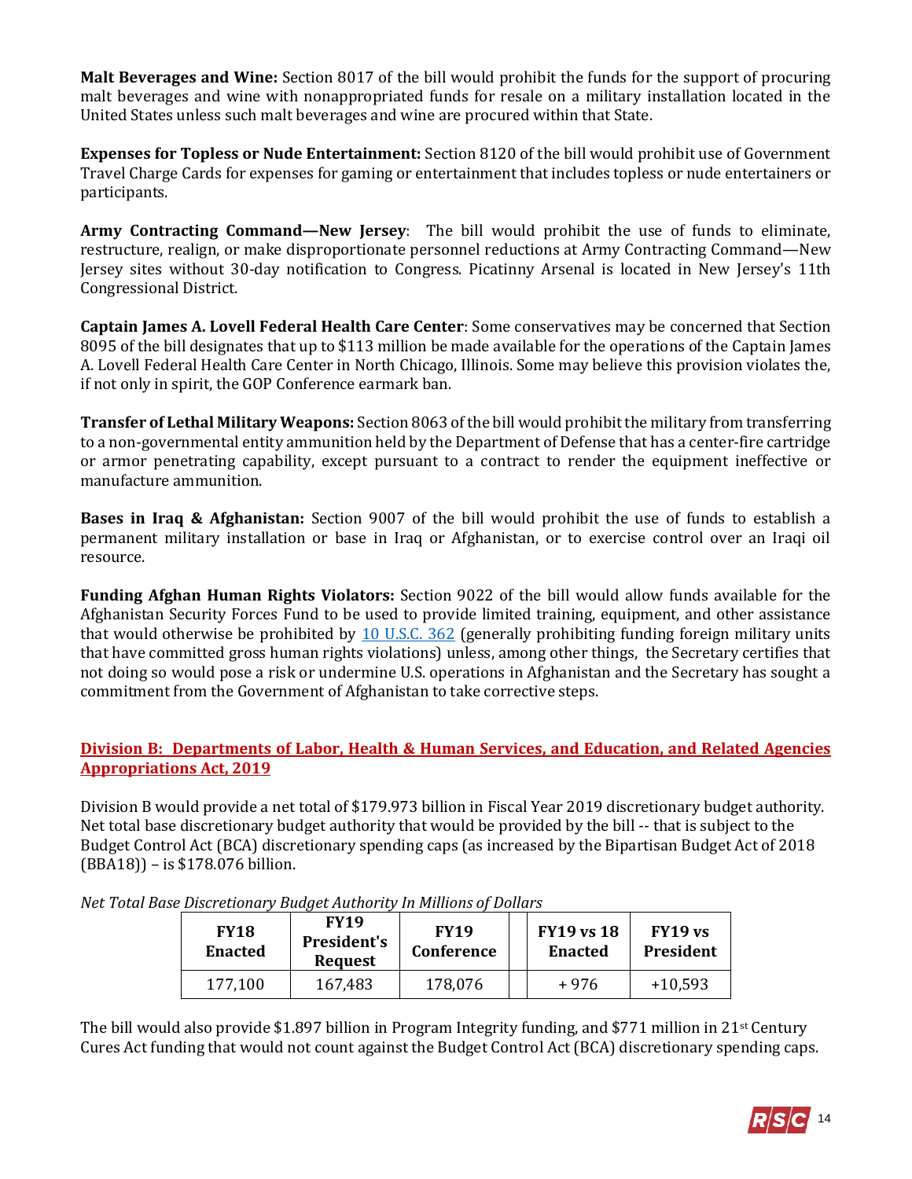**Malt Beverages and Wine:** Section 8017 of the bill would prohibit the funds for the support of procuring malt beverages and wine with nonappropriated funds for resale on a military installation located in the United States unless such malt beverages and wine are procured within that State.

**Expenses for Topless or Nude Entertainment:** Section 8120 of the bill would prohibit use of Government Travel Charge Cards for expenses for gaming or entertainment that includes topless or nude entertainers or participants.

**Army Contracting Command—New Jersey**: The bill would prohibit the use of funds to eliminate, restructure, realign, or make disproportionate personnel reductions at Army Contracting Command—New Jersey sites without 30-day notification to Congress. Picatinny Arsenal is located in New Jersey's 11th Congressional District.

**Captain James A. Lovell Federal Health Care Center**: Some conservatives may be concerned that Section 8095 of the bill designates that up to $113 million be made available for the operations of the Captain James A. Lovell Federal Health Care Center in North Chicago, Illinois. Some may believe this provision violates the, if not only in spirit, the GOP Conference earmark ban.

**Transfer of Lethal Military Weapons:** Section 8063 of the bill would prohibit the military from transferring to a non-governmental entity ammunition held by the Department of Defense that has a center-fire cartridge or armor penetrating capability, except pursuant to a contract to render the equipment ineffective or manufacture ammunition.

**Bases in Iraq & Afghanistan:** Section 9007 of the bill would prohibit the use of funds to establish a permanent military installation or base in Iraq or Afghanistan, or to exercise control over an Iraqi oil resource.

**Funding Afghan Human Rights Violators:** Section 9022 of the bill would allow funds available for the Afghanistan Security Forces Fund to be used to provide limited training, equipment, and other assistance that would otherwise be prohibited by 10 U.S.C. 362 (generally prohibiting funding foreign military units that have committed gross human rights violations) unless, among other things, the Secretary certifies that not doing so would pose a risk or undermine U.S. operations in Afghanistan and the Secretary has sought a commitment from the Government of Afghanistan to take corrective steps.

## Division B: Departments of Labor, Health & Human Services, and Education, and Related Agencies Appropriations Act, 2019

Division B would provide a net total of $179.973 billion in Fiscal Year 2019 discretionary budget authority. Net total base discretionary budget authority that would be provided by the bill -- that is subject to the Budget Control Act (BCA) discretionary spending caps (as increased by the Bipartisan Budget Act of 2018 (BBA18)) – is $178.076 billion.

*Net Total Base Discretionary Budget Authority In Millions of Dollars*

| FY18 Enacted | FY19 President's Request | FY19 Conference | | FY19 vs 18 Enacted | FY19 vs President |
|---|---|---|---|---|---|
| 177,100 | 167,483 | 178,076 | | + 976 | +10,593 |

The bill would also provide $1.897 billion in Program Integrity funding, and $771 million in 21st Century Cures Act funding that would not count against the Budget Control Act (BCA) discretionary spending caps.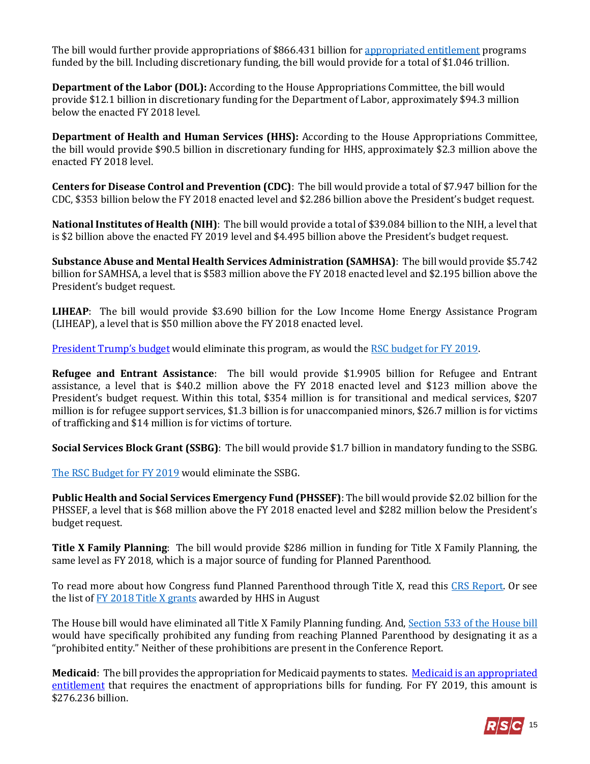The bill would further provide appropriations of $866.431 billion for [appropriated entitlement](#) programs funded by the bill. Including discretionary funding, the bill would provide for a total of $1.046 trillion.

**Department of the Labor (DOL):** According to the House Appropriations Committee, the bill would provide $12.1 billion in discretionary funding for the Department of Labor, approximately $94.3 million below the enacted FY 2018 level.

**Department of Health and Human Services (HHS):** According to the House Appropriations Committee, the bill would provide $90.5 billion in discretionary funding for HHS, approximately $2.3 million above the enacted FY 2018 level.

**Centers for Disease Control and Prevention (CDC)**: The bill would provide a total of $7.947 billion for the CDC, $353 billion below the FY 2018 enacted level and $2.286 billion above the President's budget request.

**National Institutes of Health (NIH)**: The bill would provide a total of $39.084 billion to the NIH, a level that is $2 billion above the enacted FY 2019 level and $4.495 billion above the President's budget request.

**Substance Abuse and Mental Health Services Administration (SAMHSA)**: The bill would provide $5.742 billion for SAMHSA, a level that is $583 million above the FY 2018 enacted level and $2.195 billion above the President's budget request.

**LIHEAP**: The bill would provide $3.690 billion for the Low Income Home Energy Assistance Program (LIHEAP), a level that is $50 million above the FY 2018 enacted level.

[President Trump's budget](#) would eliminate this program, as would the [RSC budget for FY 2019](#).

**Refugee and Entrant Assistance**: The bill would provide $1.9905 billion for Refugee and Entrant assistance, a level that is $40.2 million above the FY 2018 enacted level and $123 million above the President's budget request. Within this total, $354 million is for transitional and medical services, $207 million is for refugee support services, $1.3 billion is for unaccompanied minors, $26.7 million is for victims of trafficking and $14 million is for victims of torture.

**Social Services Block Grant (SSBG)**: The bill would provide $1.7 billion in mandatory funding to the SSBG.

[The RSC Budget for FY 2019](#) would eliminate the SSBG.

**Public Health and Social Services Emergency Fund (PHSSEF)**: The bill would provide $2.02 billion for the PHSSEF, a level that is $68 million above the FY 2018 enacted level and $282 million below the President's budget request.

**Title X Family Planning**: The bill would provide $286 million in funding for Title X Family Planning, the same level as FY 2018, which is a major source of funding for Planned Parenthood.

To read more about how Congress fund Planned Parenthood through Title X, read this [CRS Report](#). Or see the list of [FY 2018 Title X grants](#) awarded by HHS in August

The House bill would have eliminated all Title X Family Planning funding. And, [Section 533 of the House bill](#) would have specifically prohibited any funding from reaching Planned Parenthood by designating it as a "prohibited entity." Neither of these prohibitions are present in the Conference Report.

**Medicaid**: The bill provides the appropriation for Medicaid payments to states. [Medicaid is an appropriated entitlement](#) that requires the enactment of appropriations bills for funding. For FY 2019, this amount is $276.236 billion.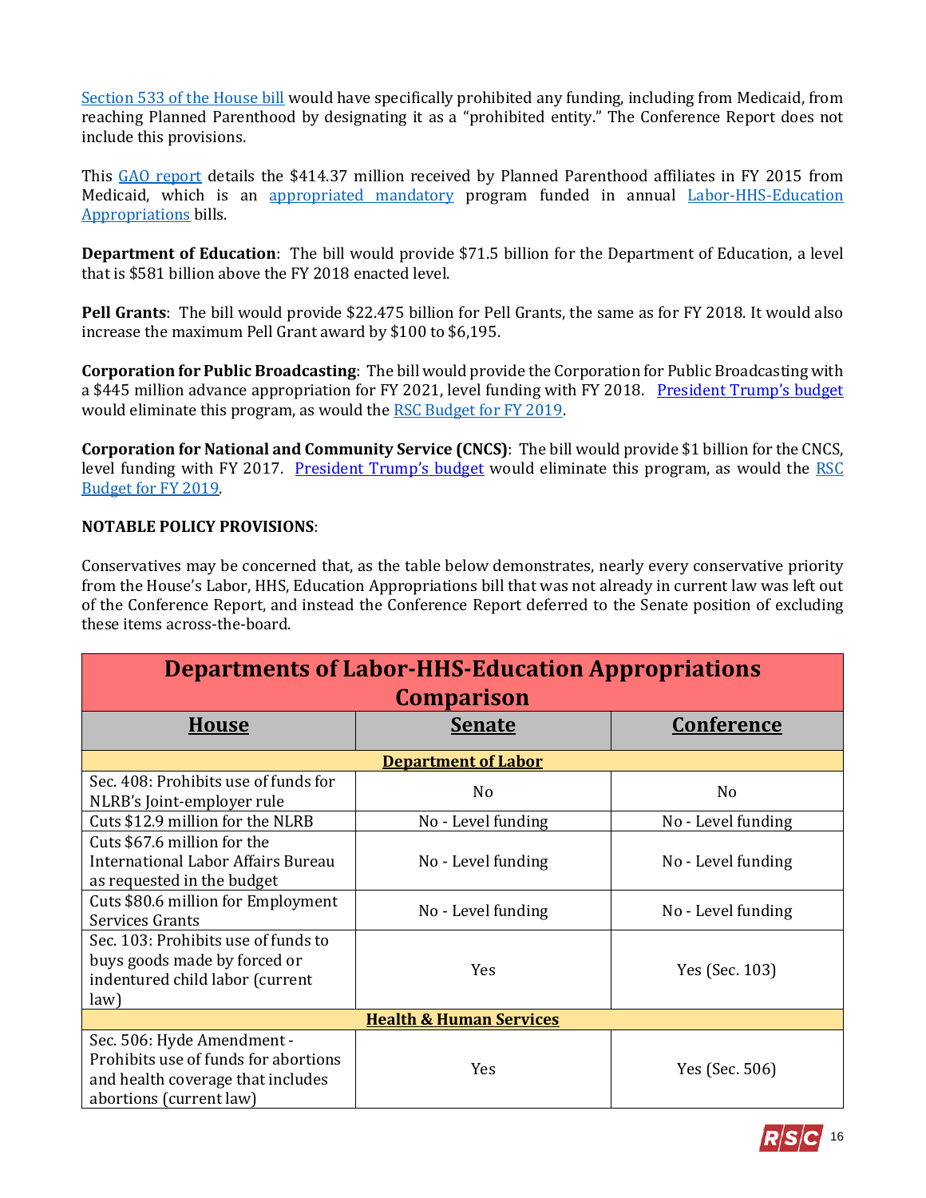Section 533 of the House bill would have specifically prohibited any funding, including from Medicaid, from reaching Planned Parenthood by designating it as a "prohibited entity." The Conference Report does not include this provisions.

This GAO report details the $414.37 million received by Planned Parenthood affiliates in FY 2015 from Medicaid, which is an appropriated mandatory program funded in annual Labor-HHS-Education Appropriations bills.

**Department of Education**: The bill would provide $71.5 billion for the Department of Education, a level that is $581 billion above the FY 2018 enacted level.

**Pell Grants**: The bill would provide $22.475 billion for Pell Grants, the same as for FY 2018. It would also increase the maximum Pell Grant award by $100 to $6,195.

**Corporation for Public Broadcasting**: The bill would provide the Corporation for Public Broadcasting with a $445 million advance appropriation for FY 2021, level funding with FY 2018. President Trump's budget would eliminate this program, as would the RSC Budget for FY 2019.

**Corporation for National and Community Service (CNCS)**: The bill would provide $1 billion for the CNCS, level funding with FY 2017. President Trump's budget would eliminate this program, as would the RSC Budget for FY 2019.

**NOTABLE POLICY PROVISIONS**:

Conservatives may be concerned that, as the table below demonstrates, nearly every conservative priority from the House's Labor, HHS, Education Appropriations bill that was not already in current law was left out of the Conference Report, and instead the Conference Report deferred to the Senate position of excluding these items across-the-board.

| Departments of Labor-HHS-Education Appropriations Comparison | | |
|---|---|---|
| **House** | **Senate** | **Conference** |
| **Department of Labor** | | |
| Sec. 408: Prohibits use of funds for NLRB's Joint-employer rule | No | No |
| Cuts $12.9 million for the NLRB | No - Level funding | No - Level funding |
| Cuts $67.6 million for the International Labor Affairs Bureau as requested in the budget | No - Level funding | No - Level funding |
| Cuts $80.6 million for Employment Services Grants | No - Level funding | No - Level funding |
| Sec. 103: Prohibits use of funds to buys goods made by forced or indentured child labor (current law) | Yes | Yes (Sec. 103) |
| **Health & Human Services** | | |
| Sec. 506: Hyde Amendment - Prohibits use of funds for abortions and health coverage that includes abortions (current law) | Yes | Yes (Sec. 506) |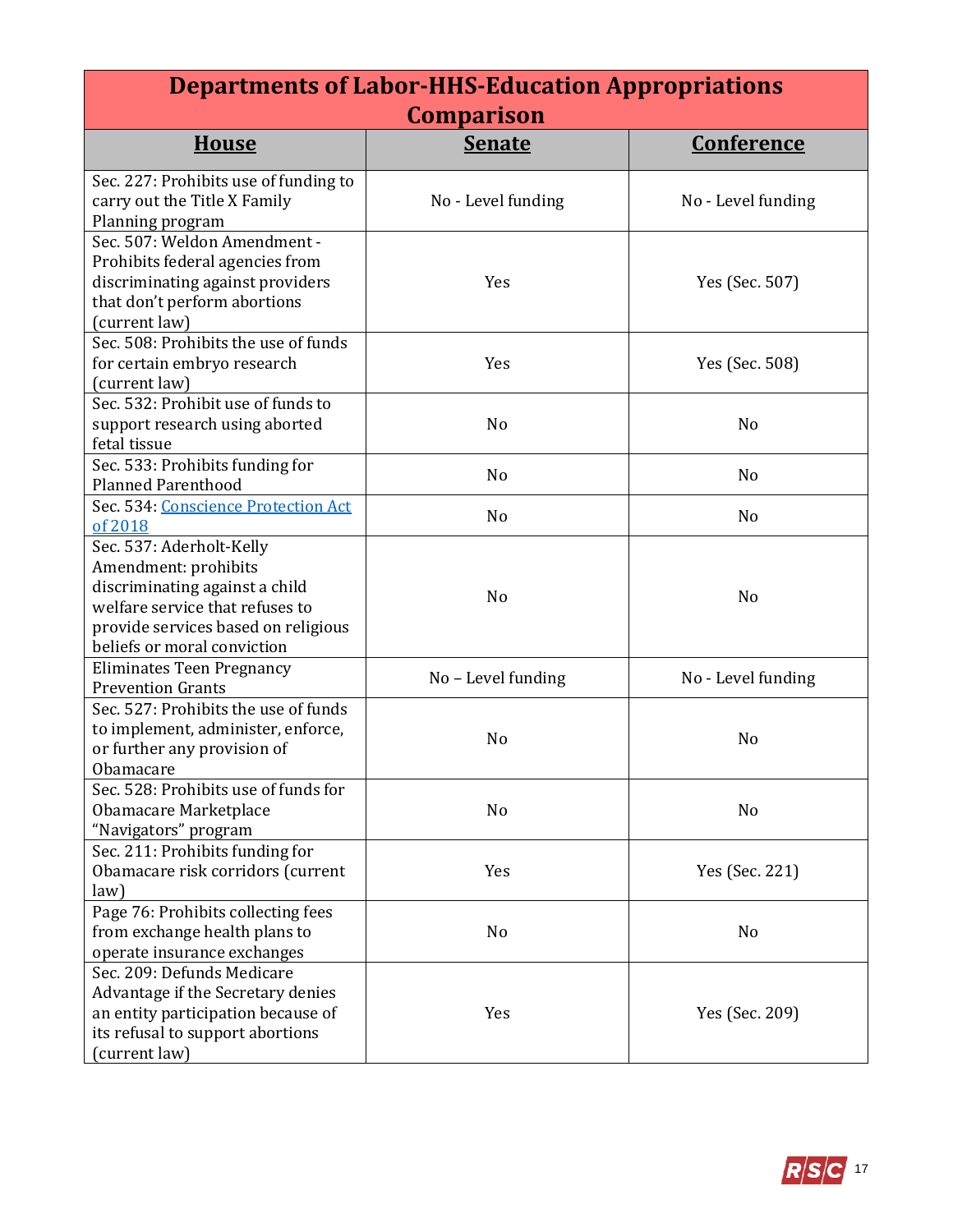| Departments of Labor-HHS-Education Appropriations Comparison | | |
|---|---|---|
| **House** | **Senate** | **Conference** |
| Sec. 227: Prohibits use of funding to carry out the Title X Family Planning program | No - Level funding | No - Level funding |
| Sec. 507: Weldon Amendment - Prohibits federal agencies from discriminating against providers that don't perform abortions (current law) | Yes | Yes (Sec. 507) |
| Sec. 508: Prohibits the use of funds for certain embryo research (current law) | Yes | Yes (Sec. 508) |
| Sec. 532: Prohibit use of funds to support research using aborted fetal tissue | No | No |
| Sec. 533: Prohibits funding for Planned Parenthood | No | No |
| Sec. 534: Conscience Protection Act of 2018 | No | No |
| Sec. 537: Aderholt-Kelly Amendment: prohibits discriminating against a child welfare service that refuses to provide services based on religious beliefs or moral conviction | No | No |
| Eliminates Teen Pregnancy Prevention Grants | No – Level funding | No - Level funding |
| Sec. 527: Prohibits the use of funds to implement, administer, enforce, or further any provision of Obamacare | No | No |
| Sec. 528: Prohibits use of funds for Obamacare Marketplace "Navigators" program | No | No |
| Sec. 211: Prohibits funding for Obamacare risk corridors (current law) | Yes | Yes (Sec. 221) |
| Page 76: Prohibits collecting fees from exchange health plans to operate insurance exchanges | No | No |
| Sec. 209: Defunds Medicare Advantage if the Secretary denies an entity participation because of its refusal to support abortions (current law) | Yes | Yes (Sec. 209) |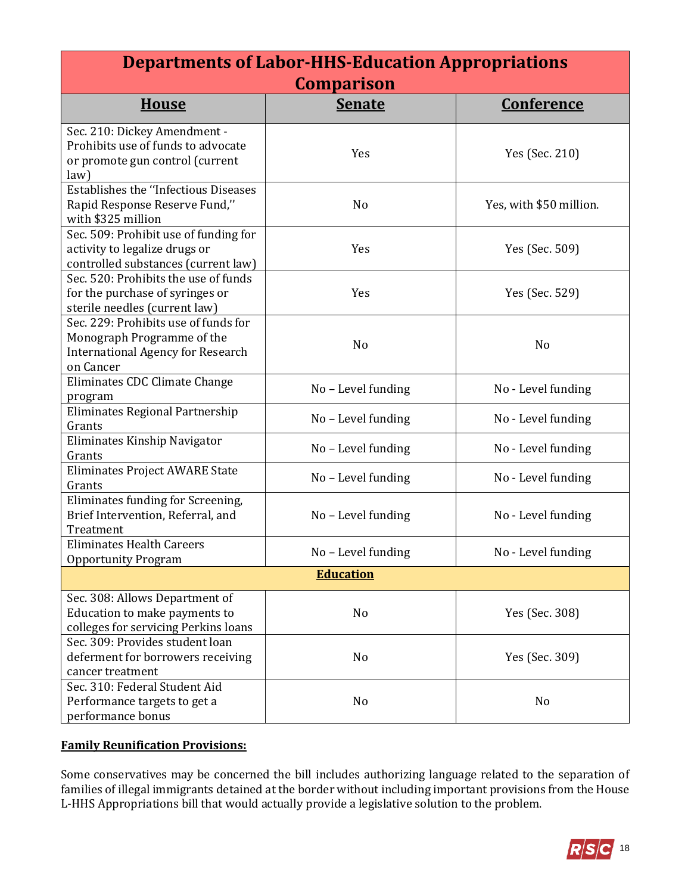| Departments of Labor-HHS-Education Appropriations Comparison | | |
|---|---|---|
| **House** | **Senate** | **Conference** |
| Sec. 210: Dickey Amendment - Prohibits use of funds to advocate or promote gun control (current law) | Yes | Yes (Sec. 210) |
| Establishes the "Infectious Diseases Rapid Response Reserve Fund," with $325 million | No | Yes, with $50 million. |
| Sec. 509: Prohibit use of funding for activity to legalize drugs or controlled substances (current law) | Yes | Yes (Sec. 509) |
| Sec. 520: Prohibits the use of funds for the purchase of syringes or sterile needles (current law) | Yes | Yes (Sec. 529) |
| Sec. 229: Prohibits use of funds for Monograph Programme of the International Agency for Research on Cancer | No | No |
| Eliminates CDC Climate Change program | No – Level funding | No - Level funding |
| Eliminates Regional Partnership Grants | No – Level funding | No - Level funding |
| Eliminates Kinship Navigator Grants | No – Level funding | No - Level funding |
| Eliminates Project AWARE State Grants | No – Level funding | No - Level funding |
| Eliminates funding for Screening, Brief Intervention, Referral, and Treatment | No – Level funding | No - Level funding |
| Eliminates Health Careers Opportunity Program | No – Level funding | No - Level funding |
| **Education** | | |
| Sec. 308: Allows Department of Education to make payments to colleges for servicing Perkins loans | No | Yes (Sec. 308) |
| Sec. 309: Provides student loan deferment for borrowers receiving cancer treatment | No | Yes (Sec. 309) |
| Sec. 310: Federal Student Aid Performance targets to get a performance bonus | No | No |

**Family Reunification Provisions:**

Some conservatives may be concerned the bill includes authorizing language related to the separation of families of illegal immigrants detained at the border without including important provisions from the House L-HHS Appropriations bill that would actually provide a legislative solution to the problem.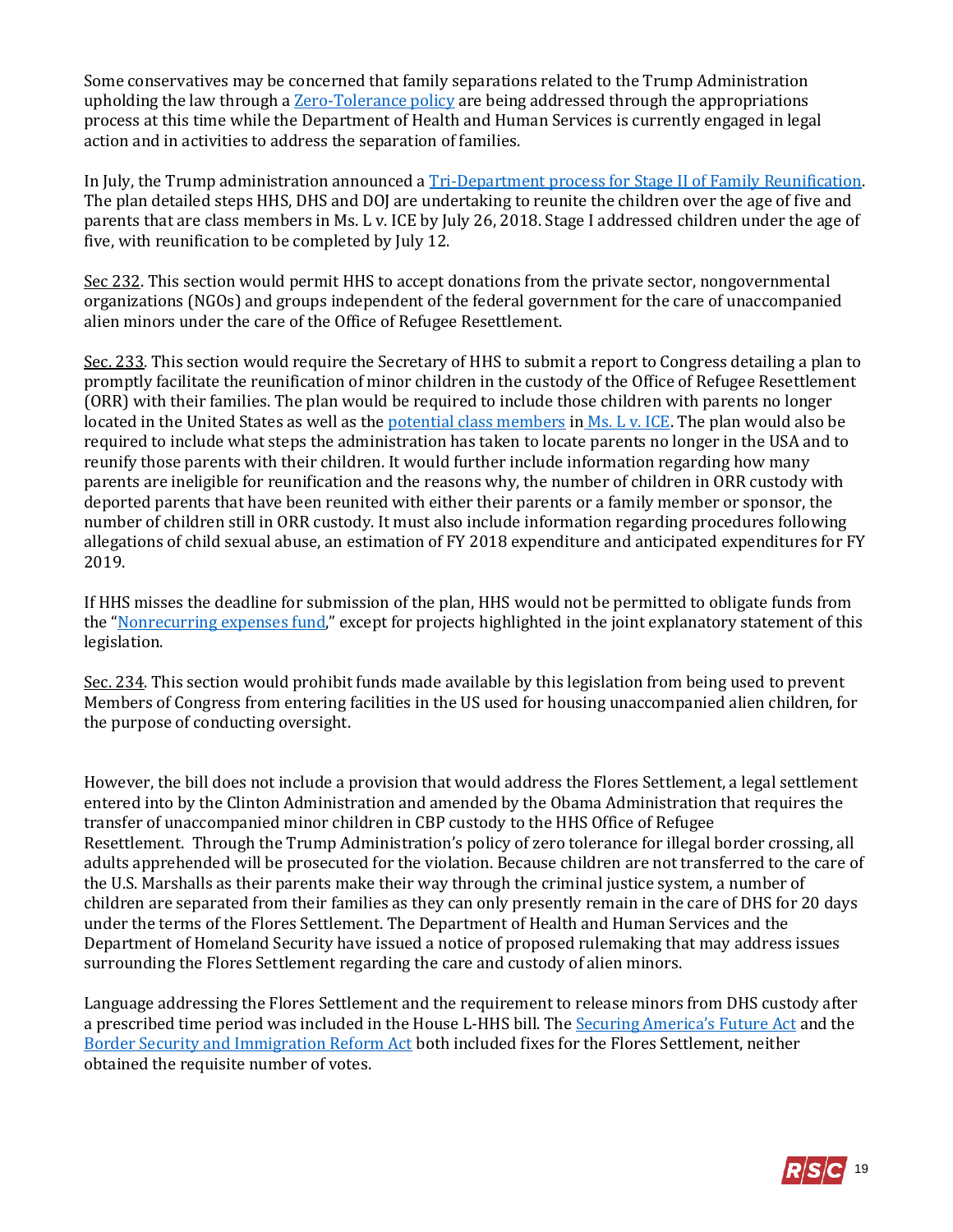Some conservatives may be concerned that family separations related to the Trump Administration upholding the law through a Zero-Tolerance policy are being addressed through the appropriations process at this time while the Department of Health and Human Services is currently engaged in legal action and in activities to address the separation of families.

In July, the Trump administration announced a Tri-Department process for Stage II of Family Reunification. The plan detailed steps HHS, DHS and DOJ are undertaking to reunite the children over the age of five and parents that are class members in Ms. L v. ICE by July 26, 2018. Stage I addressed children under the age of five, with reunification to be completed by July 12.

Sec 232. This section would permit HHS to accept donations from the private sector, nongovernmental organizations (NGOs) and groups independent of the federal government for the care of unaccompanied alien minors under the care of the Office of Refugee Resettlement.

Sec. 233. This section would require the Secretary of HHS to submit a report to Congress detailing a plan to promptly facilitate the reunification of minor children in the custody of the Office of Refugee Resettlement (ORR) with their families. The plan would be required to include those children with parents no longer located in the United States as well as the potential class members in Ms. L v. ICE. The plan would also be required to include what steps the administration has taken to locate parents no longer in the USA and to reunify those parents with their children. It would further include information regarding how many parents are ineligible for reunification and the reasons why, the number of children in ORR custody with deported parents that have been reunited with either their parents or a family member or sponsor, the number of children still in ORR custody. It must also include information regarding procedures following allegations of child sexual abuse, an estimation of FY 2018 expenditure and anticipated expenditures for FY 2019.

If HHS misses the deadline for submission of the plan, HHS would not be permitted to obligate funds from the "Nonrecurring expenses fund," except for projects highlighted in the joint explanatory statement of this legislation.

Sec. 234. This section would prohibit funds made available by this legislation from being used to prevent Members of Congress from entering facilities in the US used for housing unaccompanied alien children, for the purpose of conducting oversight.

However, the bill does not include a provision that would address the Flores Settlement, a legal settlement entered into by the Clinton Administration and amended by the Obama Administration that requires the transfer of unaccompanied minor children in CBP custody to the HHS Office of Refugee Resettlement. Through the Trump Administration's policy of zero tolerance for illegal border crossing, all adults apprehended will be prosecuted for the violation. Because children are not transferred to the care of the U.S. Marshalls as their parents make their way through the criminal justice system, a number of children are separated from their families as they can only presently remain in the care of DHS for 20 days under the terms of the Flores Settlement. The Department of Health and Human Services and the Department of Homeland Security have issued a notice of proposed rulemaking that may address issues surrounding the Flores Settlement regarding the care and custody of alien minors.

Language addressing the Flores Settlement and the requirement to release minors from DHS custody after a prescribed time period was included in the House L-HHS bill. The Securing America's Future Act and the Border Security and Immigration Reform Act both included fixes for the Flores Settlement, neither obtained the requisite number of votes.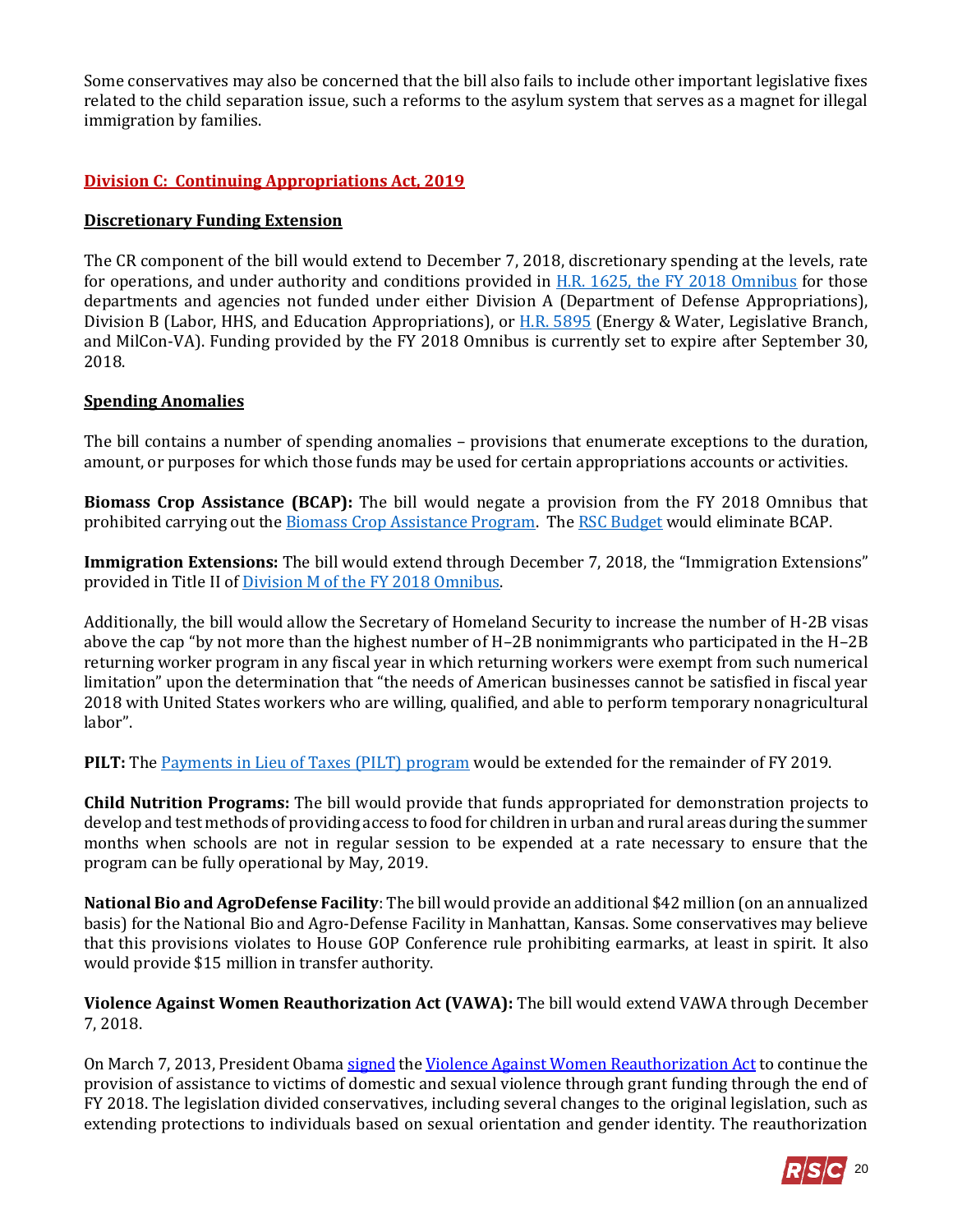Some conservatives may also be concerned that the bill also fails to include other important legislative fixes related to the child separation issue, such a reforms to the asylum system that serves as a magnet for illegal immigration by families.

## Division C: Continuing Appropriations Act, 2019

### Discretionary Funding Extension

The CR component of the bill would extend to December 7, 2018, discretionary spending at the levels, rate for operations, and under authority and conditions provided in H.R. 1625, the FY 2018 Omnibus for those departments and agencies not funded under either Division A (Department of Defense Appropriations), Division B (Labor, HHS, and Education Appropriations), or H.R. 5895 (Energy & Water, Legislative Branch, and MilCon-VA). Funding provided by the FY 2018 Omnibus is currently set to expire after September 30, 2018.

### Spending Anomalies

The bill contains a number of spending anomalies – provisions that enumerate exceptions to the duration, amount, or purposes for which those funds may be used for certain appropriations accounts or activities.

**Biomass Crop Assistance (BCAP):** The bill would negate a provision from the FY 2018 Omnibus that prohibited carrying out the Biomass Crop Assistance Program. The RSC Budget would eliminate BCAP.

**Immigration Extensions:** The bill would extend through December 7, 2018, the "Immigration Extensions" provided in Title II of Division M of the FY 2018 Omnibus.

Additionally, the bill would allow the Secretary of Homeland Security to increase the number of H-2B visas above the cap "by not more than the highest number of H–2B nonimmigrants who participated in the H–2B returning worker program in any fiscal year in which returning workers were exempt from such numerical limitation" upon the determination that "the needs of American businesses cannot be satisfied in fiscal year 2018 with United States workers who are willing, qualified, and able to perform temporary nonagricultural labor".

**PILT:** The Payments in Lieu of Taxes (PILT) program would be extended for the remainder of FY 2019.

**Child Nutrition Programs:** The bill would provide that funds appropriated for demonstration projects to develop and test methods of providing access to food for children in urban and rural areas during the summer months when schools are not in regular session to be expended at a rate necessary to ensure that the program can be fully operational by May, 2019.

**National Bio and AgroDefense Facility**: The bill would provide an additional $42 million (on an annualized basis) for the National Bio and Agro-Defense Facility in Manhattan, Kansas. Some conservatives may believe that this provisions violates to House GOP Conference rule prohibiting earmarks, at least in spirit. It also would provide $15 million in transfer authority.

**Violence Against Women Reauthorization Act (VAWA):** The bill would extend VAWA through December 7, 2018.

On March 7, 2013, President Obama signed the Violence Against Women Reauthorization Act to continue the provision of assistance to victims of domestic and sexual violence through grant funding through the end of FY 2018. The legislation divided conservatives, including several changes to the original legislation, such as extending protections to individuals based on sexual orientation and gender identity. The reauthorization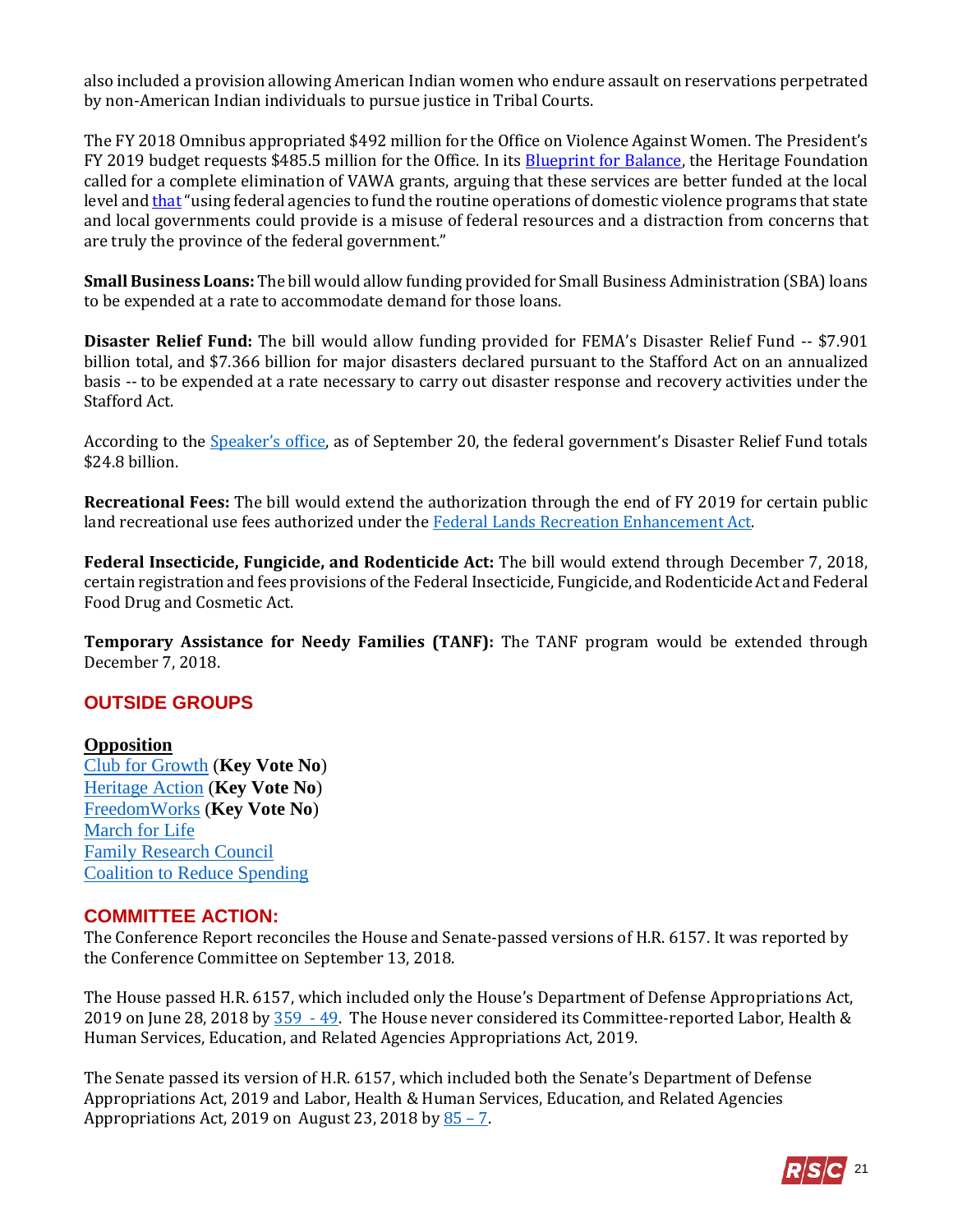also included a provision allowing American Indian women who endure assault on reservations perpetrated by non-American Indian individuals to pursue justice in Tribal Courts.

The FY 2018 Omnibus appropriated $492 million for the Office on Violence Against Women. The President's FY 2019 budget requests $485.5 million for the Office. In its Blueprint for Balance, the Heritage Foundation called for a complete elimination of VAWA grants, arguing that these services are better funded at the local level and that "using federal agencies to fund the routine operations of domestic violence programs that state and local governments could provide is a misuse of federal resources and a distraction from concerns that are truly the province of the federal government."

**Small Business Loans:** The bill would allow funding provided for Small Business Administration (SBA) loans to be expended at a rate to accommodate demand for those loans.

**Disaster Relief Fund:** The bill would allow funding provided for FEMA's Disaster Relief Fund -- $7.901 billion total, and $7.366 billion for major disasters declared pursuant to the Stafford Act on an annualized basis -- to be expended at a rate necessary to carry out disaster response and recovery activities under the Stafford Act.

According to the Speaker's office, as of September 20, the federal government's Disaster Relief Fund totals $24.8 billion.

**Recreational Fees:** The bill would extend the authorization through the end of FY 2019 for certain public land recreational use fees authorized under the Federal Lands Recreation Enhancement Act.

**Federal Insecticide, Fungicide, and Rodenticide Act:** The bill would extend through December 7, 2018, certain registration and fees provisions of the Federal Insecticide, Fungicide, and Rodenticide Act and Federal Food Drug and Cosmetic Act.

**Temporary Assistance for Needy Families (TANF):** The TANF program would be extended through December 7, 2018.

## OUTSIDE GROUPS

**Opposition**

Club for Growth (**Key Vote No**)
Heritage Action (**Key Vote No**)
FreedomWorks (**Key Vote No**)
March for Life
Family Research Council
Coalition to Reduce Spending

## COMMITTEE ACTION:

The Conference Report reconciles the House and Senate-passed versions of H.R. 6157. It was reported by the Conference Committee on September 13, 2018.

The House passed H.R. 6157, which included only the House's Department of Defense Appropriations Act, 2019 on June 28, 2018 by 359 - 49. The House never considered its Committee-reported Labor, Health & Human Services, Education, and Related Agencies Appropriations Act, 2019.

The Senate passed its version of H.R. 6157, which included both the Senate's Department of Defense Appropriations Act, 2019 and Labor, Health & Human Services, Education, and Related Agencies Appropriations Act, 2019 on August 23, 2018 by 85 – 7.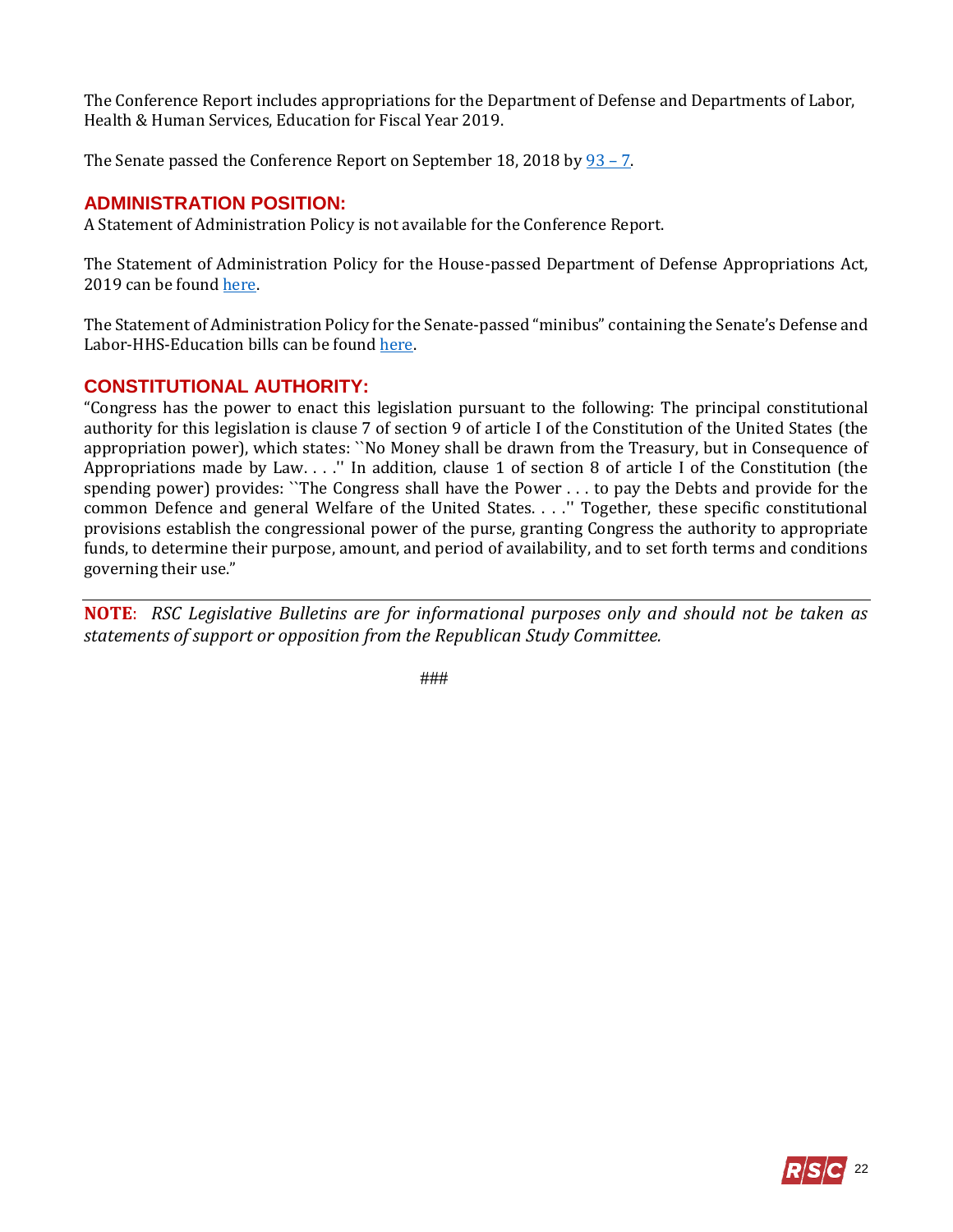The Conference Report includes appropriations for the Department of Defense and Departments of Labor, Health & Human Services, Education for Fiscal Year 2019.

The Senate passed the Conference Report on September 18, 2018 by 93 – 7.

## ADMINISTRATION POSITION:

A Statement of Administration Policy is not available for the Conference Report.

The Statement of Administration Policy for the House-passed Department of Defense Appropriations Act, 2019 can be found here.

The Statement of Administration Policy for the Senate-passed "minibus" containing the Senate's Defense and Labor-HHS-Education bills can be found here.

## CONSTITUTIONAL AUTHORITY:

"Congress has the power to enact this legislation pursuant to the following: The principal constitutional authority for this legislation is clause 7 of section 9 of article I of the Constitution of the United States (the appropriation power), which states: ``No Money shall be drawn from the Treasury, but in Consequence of Appropriations made by Law. . . .'' In addition, clause 1 of section 8 of article I of the Constitution (the spending power) provides: ``The Congress shall have the Power . . . to pay the Debts and provide for the common Defence and general Welfare of the United States. . . .'' Together, these specific constitutional provisions establish the congressional power of the purse, granting Congress the authority to appropriate funds, to determine their purpose, amount, and period of availability, and to set forth terms and conditions governing their use."

---

**NOTE**: *RSC Legislative Bulletins are for informational purposes only and should not be taken as statements of support or opposition from the Republican Study Committee.*

###